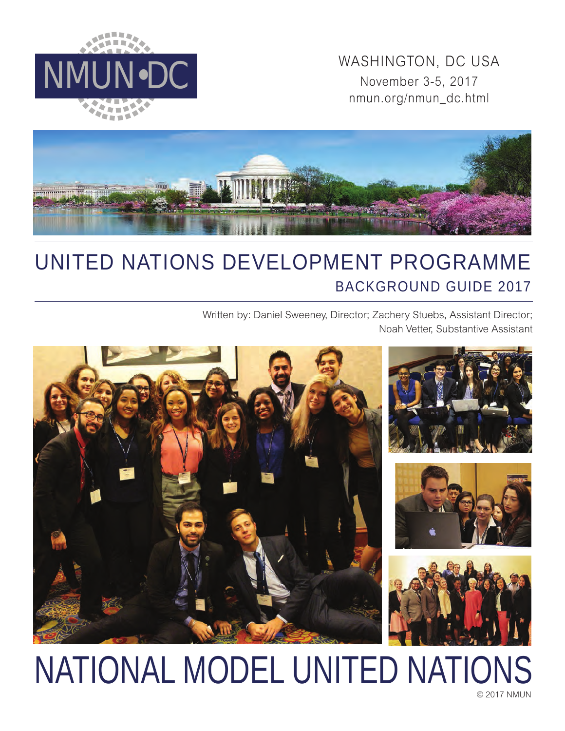NMUN•DC

WASHINGTON, DC USA
November 3-5, 2017
nmun.org/nmun_dc.html

# UNITED NATIONS DEVELOPMENT PROGRAMME

## BACKGROUND GUIDE 2017

Written by: Daniel Sweeney, Director; Zachery Stuebs, Assistant Director; Noah Vetter, Substantive Assistant

# NATIONAL MODEL UNITED NATIONS

© 2017 NMUN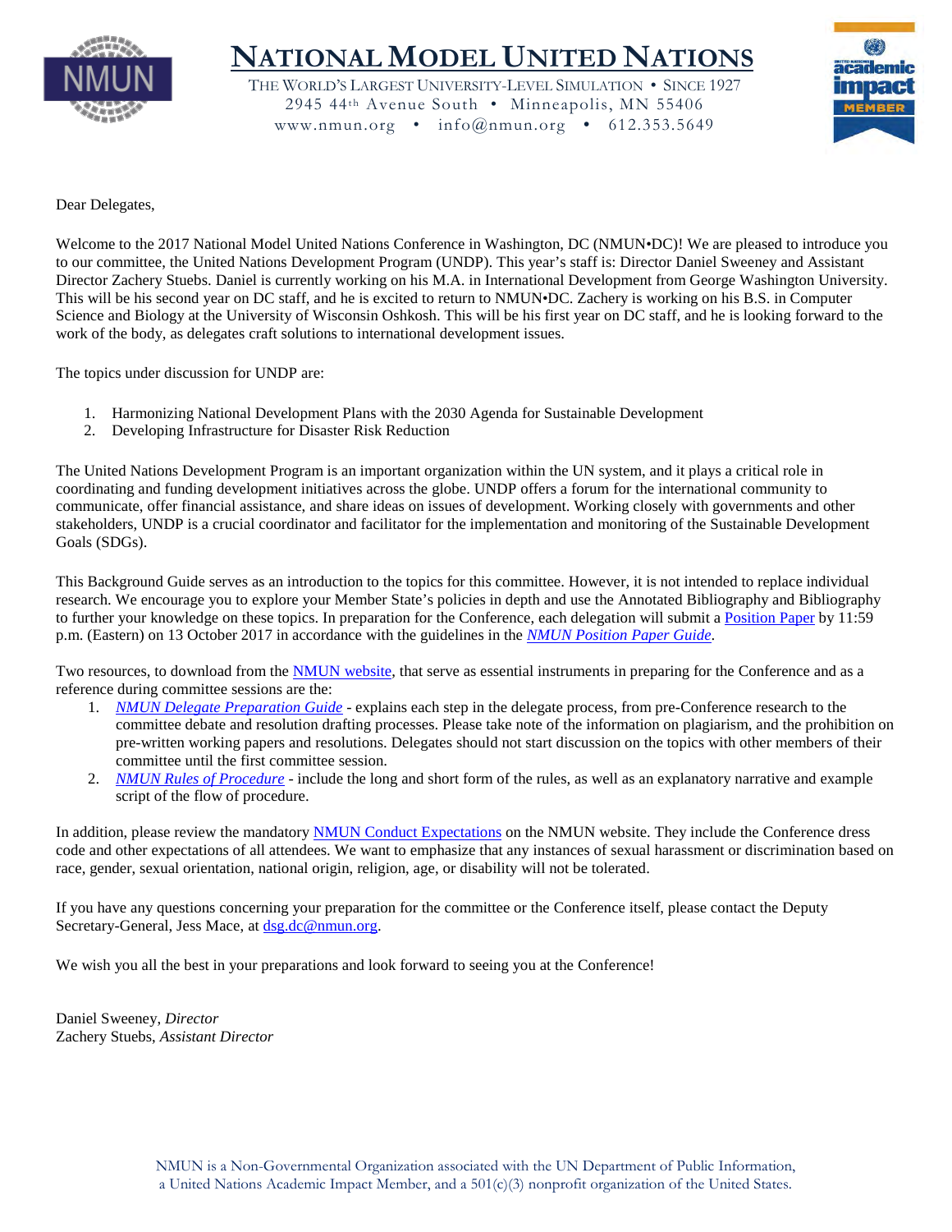# National Model United Nations

The World's Largest University-Level Simulation • Since 1927
2945 44th Avenue South • Minneapolis, MN 55406
www.nmun.org • info@nmun.org • 612.353.5649

Dear Delegates,

Welcome to the 2017 National Model United Nations Conference in Washington, DC (NMUN•DC)! We are pleased to introduce you to our committee, the United Nations Development Program (UNDP). This year's staff is: Director Daniel Sweeney and Assistant Director Zachery Stuebs. Daniel is currently working on his M.A. in International Development from George Washington University. This will be his second year on DC staff, and he is excited to return to NMUN•DC. Zachery is working on his B.S. in Computer Science and Biology at the University of Wisconsin Oshkosh. This will be his first year on DC staff, and he is looking forward to the work of the body, as delegates craft solutions to international development issues.

The topics under discussion for UNDP are:

1. Harmonizing National Development Plans with the 2030 Agenda for Sustainable Development
2. Developing Infrastructure for Disaster Risk Reduction

The United Nations Development Program is an important organization within the UN system, and it plays a critical role in coordinating and funding development initiatives across the globe. UNDP offers a forum for the international community to communicate, offer financial assistance, and share ideas on issues of development. Working closely with governments and other stakeholders, UNDP is a crucial coordinator and facilitator for the implementation and monitoring of the Sustainable Development Goals (SDGs).

This Background Guide serves as an introduction to the topics for this committee. However, it is not intended to replace individual research. We encourage you to explore your Member State's policies in depth and use the Annotated Bibliography and Bibliography to further your knowledge on these topics. In preparation for the Conference, each delegation will submit a Position Paper by 11:59 p.m. (Eastern) on 13 October 2017 in accordance with the guidelines in the *NMUN Position Paper Guide*.

Two resources, to download from the NMUN website, that serve as essential instruments in preparing for the Conference and as a reference during committee sessions are the:

1. *NMUN Delegate Preparation Guide* - explains each step in the delegate process, from pre-Conference research to the committee debate and resolution drafting processes. Please take note of the information on plagiarism, and the prohibition on pre-written working papers and resolutions. Delegates should not start discussion on the topics with other members of their committee until the first committee session.
2. *NMUN Rules of Procedure* - include the long and short form of the rules, as well as an explanatory narrative and example script of the flow of procedure.

In addition, please review the mandatory NMUN Conduct Expectations on the NMUN website. They include the Conference dress code and other expectations of all attendees. We want to emphasize that any instances of sexual harassment or discrimination based on race, gender, sexual orientation, national origin, religion, age, or disability will not be tolerated.

If you have any questions concerning your preparation for the committee or the Conference itself, please contact the Deputy Secretary-General, Jess Mace, at dsg.dc@nmun.org.

We wish you all the best in your preparations and look forward to seeing you at the Conference!

Daniel Sweeney, *Director*
Zachery Stuebs, *Assistant Director*

NMUN is a Non-Governmental Organization associated with the UN Department of Public Information, a United Nations Academic Impact Member, and a 501(c)(3) nonprofit organization of the United States.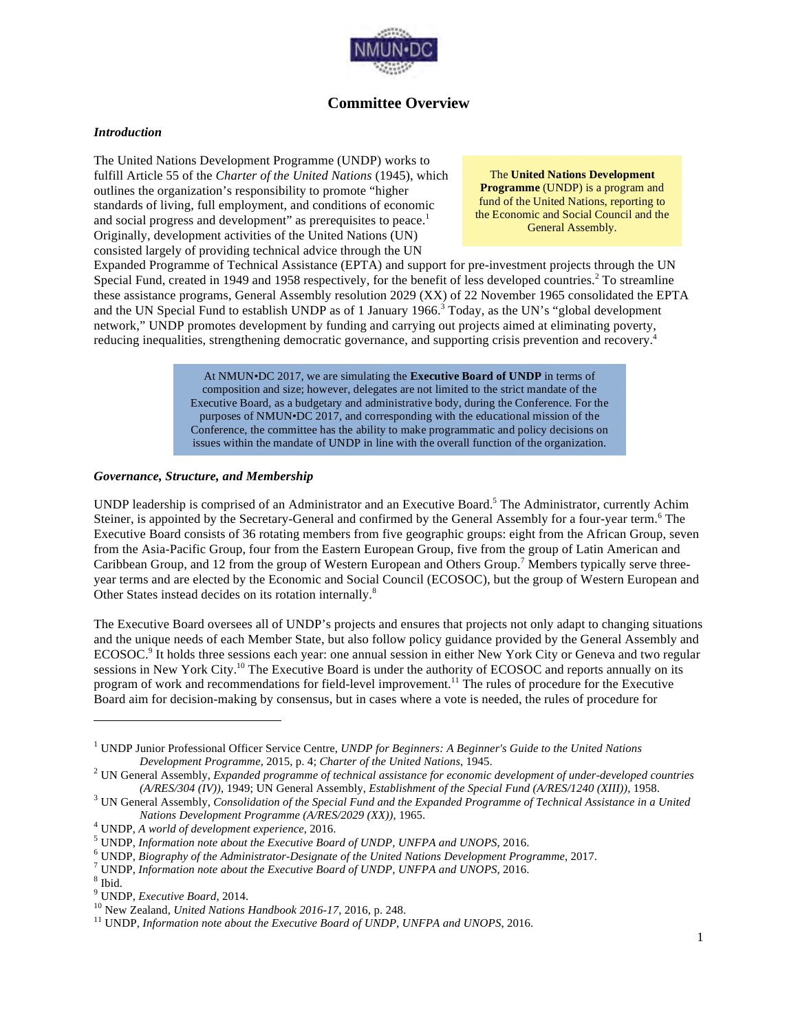# Committee Overview

## *Introduction*

The United Nations Development Programme (UNDP) works to fulfill Article 55 of the *Charter of the United Nations* (1945), which outlines the organization's responsibility to promote "higher standards of living, full employment, and conditions of economic and social progress and development" as prerequisites to peace.[1] Originally, development activities of the United Nations (UN) consisted largely of providing technical advice through the UN Expanded Programme of Technical Assistance (EPTA) and support for pre-investment projects through the UN Special Fund, created in 1949 and 1958 respectively, for the benefit of less developed countries.[2] To streamline these assistance programs, General Assembly resolution 2029 (XX) of 22 November 1965 consolidated the EPTA and the UN Special Fund to establish UNDP as of 1 January 1966.[3] Today, as the UN's "global development network," UNDP promotes development by funding and carrying out projects aimed at eliminating poverty, reducing inequalities, strengthening democratic governance, and supporting crisis prevention and recovery.[4]

> The **United Nations Development Programme** (UNDP) is a program and fund of the United Nations, reporting to the Economic and Social Council and the General Assembly.

> At NMUN•DC 2017, we are simulating the **Executive Board of UNDP** in terms of composition and size; however, delegates are not limited to the strict mandate of the Executive Board, as a budgetary and administrative body, during the Conference. For the purposes of NMUN•DC 2017, and corresponding with the educational mission of the Conference, the committee has the ability to make programmatic and policy decisions on issues within the mandate of UNDP in line with the overall function of the organization.

## *Governance, Structure, and Membership*

UNDP leadership is comprised of an Administrator and an Executive Board.[5] The Administrator, currently Achim Steiner, is appointed by the Secretary-General and confirmed by the General Assembly for a four-year term.[6] The Executive Board consists of 36 rotating members from five geographic groups: eight from the African Group, seven from the Asia-Pacific Group, four from the Eastern European Group, five from the group of Latin American and Caribbean Group, and 12 from the group of Western European and Others Group.[7] Members typically serve three-year terms and are elected by the Economic and Social Council (ECOSOC), but the group of Western European and Other States instead decides on its rotation internally.[8]

The Executive Board oversees all of UNDP's projects and ensures that projects not only adapt to changing situations and the unique needs of each Member State, but also follow policy guidance provided by the General Assembly and ECOSOC.[9] It holds three sessions each year: one annual session in either New York City or Geneva and two regular sessions in New York City.[10] The Executive Board is under the authority of ECOSOC and reports annually on its program of work and recommendations for field-level improvement.[11] The rules of procedure for the Executive Board aim for decision-making by consensus, but in cases where a vote is needed, the rules of procedure for

---

[1] UNDP Junior Professional Officer Service Centre, *UNDP for Beginners: A Beginner's Guide to the United Nations Development Programme*, 2015, p. 4; *Charter of the United Nations*, 1945.

[2] UN General Assembly, *Expanded programme of technical assistance for economic development of under-developed countries (A/RES/304 (IV))*, 1949; UN General Assembly, *Establishment of the Special Fund (A/RES/1240 (XIII))*, 1958.

[3] UN General Assembly, *Consolidation of the Special Fund and the Expanded Programme of Technical Assistance in a United Nations Development Programme (A/RES/2029 (XX))*, 1965.

[4] UNDP, *A world of development experience*, 2016.

[5] UNDP, *Information note about the Executive Board of UNDP, UNFPA and UNOPS*, 2016.

[6] UNDP, *Biography of the Administrator-Designate of the United Nations Development Programme*, 2017.

[7] UNDP, *Information note about the Executive Board of UNDP, UNFPA and UNOPS*, 2016.

[8] Ibid.

[9] UNDP, *Executive Board*, 2014.

[10] New Zealand, *United Nations Handbook 2016-17*, 2016, p. 248.

[11] UNDP, *Information note about the Executive Board of UNDP, UNFPA and UNOPS*, 2016.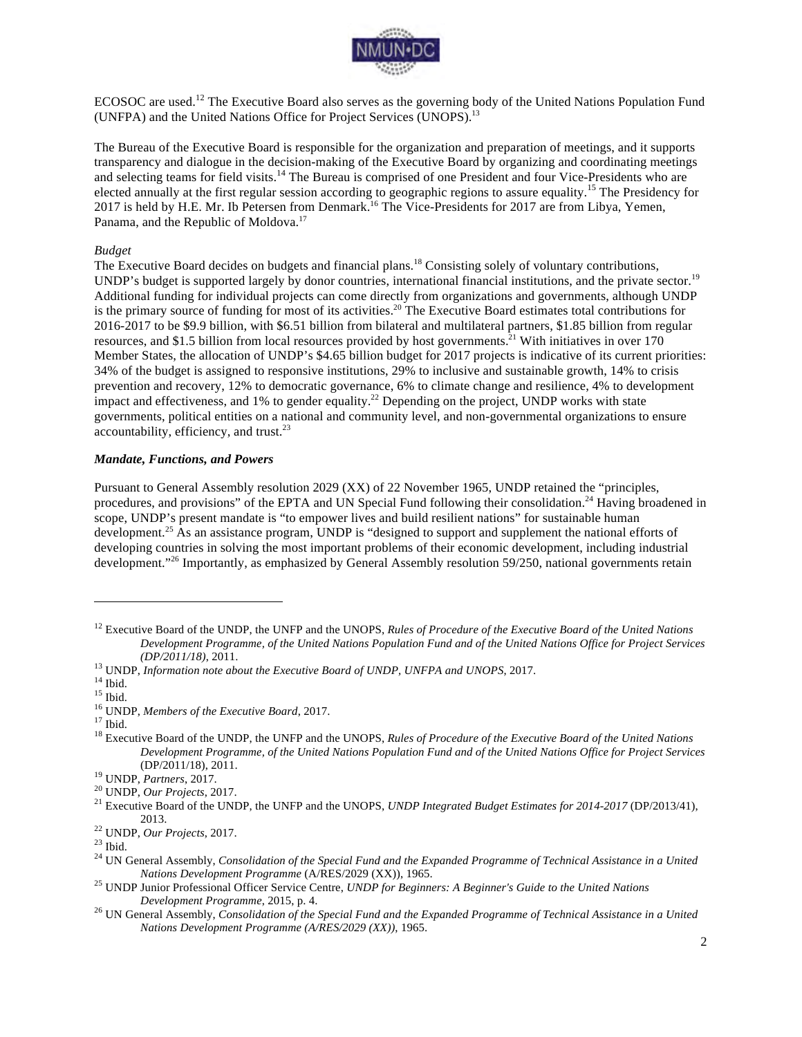ECOSOC are used.[12] The Executive Board also serves as the governing body of the United Nations Population Fund (UNFPA) and the United Nations Office for Project Services (UNOPS).[13]

The Bureau of the Executive Board is responsible for the organization and preparation of meetings, and it supports transparency and dialogue in the decision-making of the Executive Board by organizing and coordinating meetings and selecting teams for field visits.[14] The Bureau is comprised of one President and four Vice-Presidents who are elected annually at the first regular session according to geographic regions to assure equality.[15] The Presidency for 2017 is held by H.E. Mr. Ib Petersen from Denmark.[16] The Vice-Presidents for 2017 are from Libya, Yemen, Panama, and the Republic of Moldova.[17]

*Budget*

The Executive Board decides on budgets and financial plans.[18] Consisting solely of voluntary contributions, UNDP's budget is supported largely by donor countries, international financial institutions, and the private sector.[19] Additional funding for individual projects can come directly from organizations and governments, although UNDP is the primary source of funding for most of its activities.[20] The Executive Board estimates total contributions for 2016-2017 to be $9.9 billion, with $6.51 billion from bilateral and multilateral partners, $1.85 billion from regular resources, and $1.5 billion from local resources provided by host governments.[21] With initiatives in over 170 Member States, the allocation of UNDP's $4.65 billion budget for 2017 projects is indicative of its current priorities: 34% of the budget is assigned to responsive institutions, 29% to inclusive and sustainable growth, 14% to crisis prevention and recovery, 12% to democratic governance, 6% to climate change and resilience, 4% to development impact and effectiveness, and 1% to gender equality.[22] Depending on the project, UNDP works with state governments, political entities on a national and community level, and non-governmental organizations to ensure accountability, efficiency, and trust.[23]

***Mandate, Functions, and Powers***

Pursuant to General Assembly resolution 2029 (XX) of 22 November 1965, UNDP retained the "principles, procedures, and provisions" of the EPTA and UN Special Fund following their consolidation.[24] Having broadened in scope, UNDP's present mandate is "to empower lives and build resilient nations" for sustainable human development.[25] As an assistance program, UNDP is "designed to support and supplement the national efforts of developing countries in solving the most important problems of their economic development, including industrial development."[26] Importantly, as emphasized by General Assembly resolution 59/250, national governments retain

---

[12] Executive Board of the UNDP, the UNFP and the UNOPS, *Rules of Procedure of the Executive Board of the United Nations Development Programme, of the United Nations Population Fund and of the United Nations Office for Project Services (DP/2011/18)*, 2011.

[13] UNDP, *Information note about the Executive Board of UNDP, UNFPA and UNOPS*, 2017.

[14] Ibid.

[15] Ibid.

[16] UNDP, *Members of the Executive Board*, 2017.

[17] Ibid.

[18] Executive Board of the UNDP, the UNFP and the UNOPS, *Rules of Procedure of the Executive Board of the United Nations Development Programme, of the United Nations Population Fund and of the United Nations Office for Project Services* (DP/2011/18), 2011.

[19] UNDP, *Partners*, 2017.

[20] UNDP, *Our Projects*, 2017.

[21] Executive Board of the UNDP, the UNFP and the UNOPS, *UNDP Integrated Budget Estimates for 2014-2017* (DP/2013/41), 2013.

[22] UNDP, *Our Projects*, 2017.

[23] Ibid.

[24] UN General Assembly, *Consolidation of the Special Fund and the Expanded Programme of Technical Assistance in a United Nations Development Programme* (A/RES/2029 (XX)), 1965.

[25] UNDP Junior Professional Officer Service Centre, *UNDP for Beginners: A Beginner's Guide to the United Nations Development Programme*, 2015, p. 4.

[26] UN General Assembly, *Consolidation of the Special Fund and the Expanded Programme of Technical Assistance in a United Nations Development Programme (A/RES/2029 (XX))*, 1965.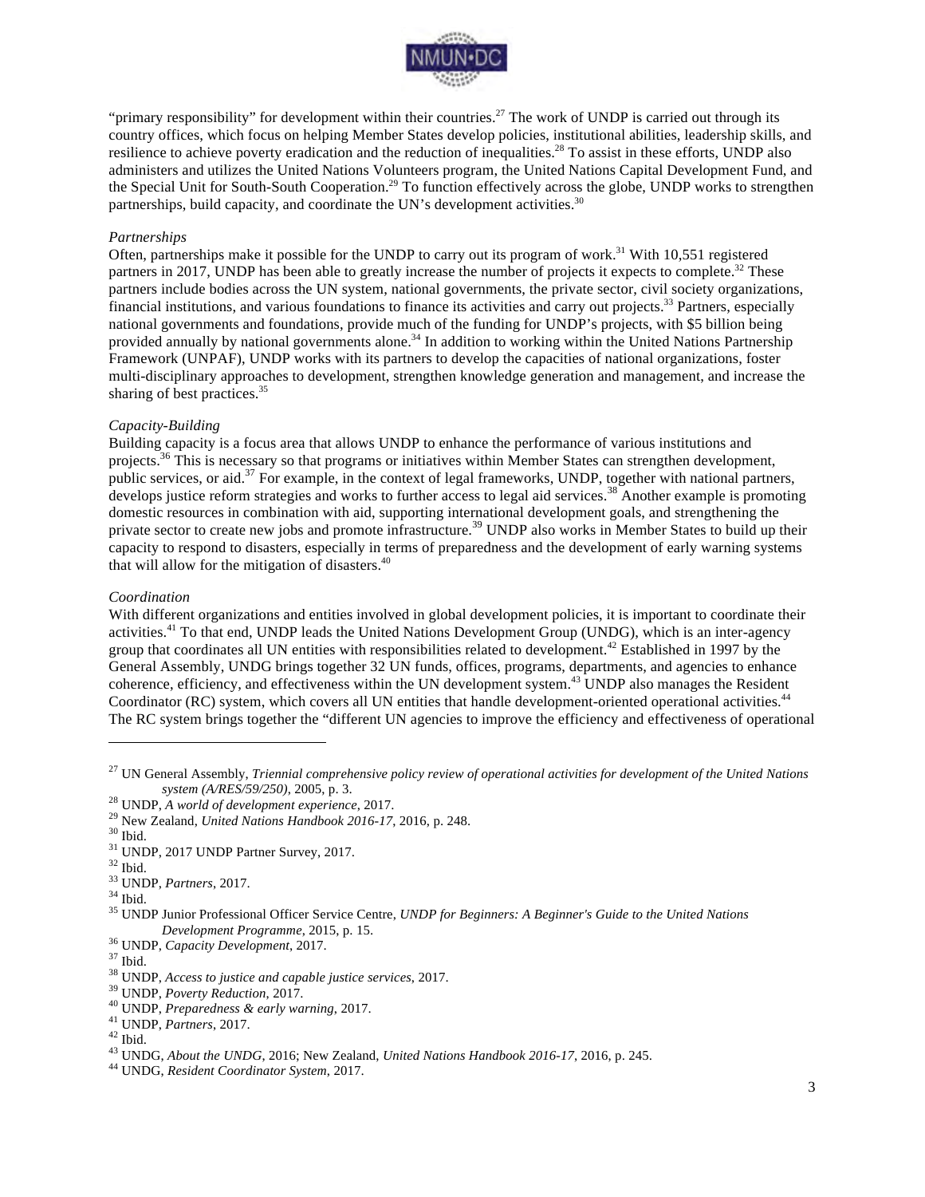"primary responsibility" for development within their countries.[27] The work of UNDP is carried out through its country offices, which focus on helping Member States develop policies, institutional abilities, leadership skills, and resilience to achieve poverty eradication and the reduction of inequalities.[28] To assist in these efforts, UNDP also administers and utilizes the United Nations Volunteers program, the United Nations Capital Development Fund, and the Special Unit for South-South Cooperation.[29] To function effectively across the globe, UNDP works to strengthen partnerships, build capacity, and coordinate the UN's development activities.[30]

*Partnerships*

Often, partnerships make it possible for the UNDP to carry out its program of work.[31] With 10,551 registered partners in 2017, UNDP has been able to greatly increase the number of projects it expects to complete.[32] These partners include bodies across the UN system, national governments, the private sector, civil society organizations, financial institutions, and various foundations to finance its activities and carry out projects.[33] Partners, especially national governments and foundations, provide much of the funding for UNDP's projects, with $5 billion being provided annually by national governments alone.[34] In addition to working within the United Nations Partnership Framework (UNPAF), UNDP works with its partners to develop the capacities of national organizations, foster multi-disciplinary approaches to development, strengthen knowledge generation and management, and increase the sharing of best practices.[35]

*Capacity-Building*

Building capacity is a focus area that allows UNDP to enhance the performance of various institutions and projects.[36] This is necessary so that programs or initiatives within Member States can strengthen development, public services, or aid.[37] For example, in the context of legal frameworks, UNDP, together with national partners, develops justice reform strategies and works to further access to legal aid services.[38] Another example is promoting domestic resources in combination with aid, supporting international development goals, and strengthening the private sector to create new jobs and promote infrastructure.[39] UNDP also works in Member States to build up their capacity to respond to disasters, especially in terms of preparedness and the development of early warning systems that will allow for the mitigation of disasters.[40]

*Coordination*

With different organizations and entities involved in global development policies, it is important to coordinate their activities.[41] To that end, UNDP leads the United Nations Development Group (UNDG), which is an inter-agency group that coordinates all UN entities with responsibilities related to development.[42] Established in 1997 by the General Assembly, UNDG brings together 32 UN funds, offices, programs, departments, and agencies to enhance coherence, efficiency, and effectiveness within the UN development system.[43] UNDP also manages the Resident Coordinator (RC) system, which covers all UN entities that handle development-oriented operational activities.[44] The RC system brings together the "different UN agencies to improve the efficiency and effectiveness of operational

---

[27] UN General Assembly, *Triennial comprehensive policy review of operational activities for development of the United Nations system (A/RES/59/250)*, 2005, p. 3.
[28] UNDP, *A world of development experience*, 2017.
[29] New Zealand, *United Nations Handbook 2016-17*, 2016, p. 248.
[30] Ibid.
[31] UNDP, 2017 UNDP Partner Survey, 2017.
[32] Ibid.
[33] UNDP, *Partners*, 2017.
[34] Ibid.
[35] UNDP Junior Professional Officer Service Centre, *UNDP for Beginners: A Beginner's Guide to the United Nations Development Programme*, 2015, p. 15.
[36] UNDP, *Capacity Development*, 2017.
[37] Ibid.
[38] UNDP, *Access to justice and capable justice services*, 2017.
[39] UNDP, *Poverty Reduction*, 2017.
[40] UNDP, *Preparedness & early warning*, 2017.
[41] UNDP, *Partners*, 2017.
[42] Ibid.
[43] UNDG, *About the UNDG*, 2016; New Zealand, *United Nations Handbook 2016-17*, 2016, p. 245.
[44] UNDG, *Resident Coordinator System*, 2017.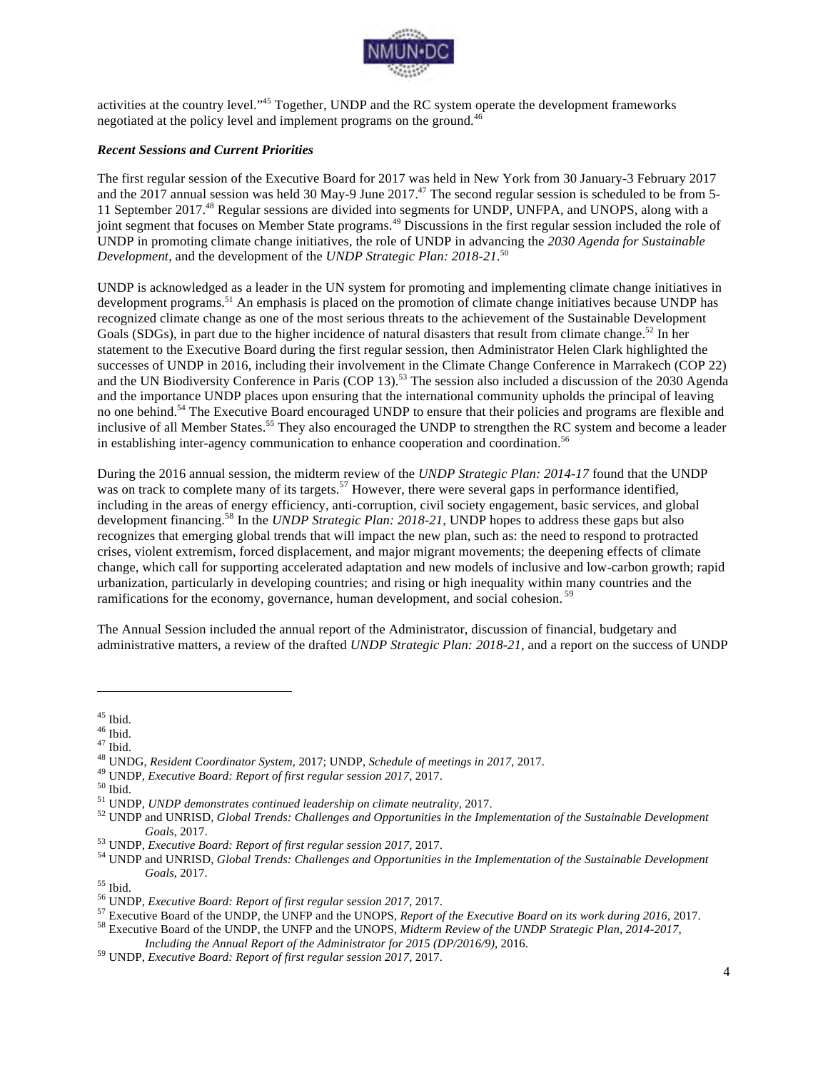activities at the country level."[45] Together, UNDP and the RC system operate the development frameworks negotiated at the policy level and implement programs on the ground.[46]

***Recent Sessions and Current Priorities***

The first regular session of the Executive Board for 2017 was held in New York from 30 January-3 February 2017 and the 2017 annual session was held 30 May-9 June 2017.[47] The second regular session is scheduled to be from 5-11 September 2017.[48] Regular sessions are divided into segments for UNDP, UNFPA, and UNOPS, along with a joint segment that focuses on Member State programs.[49] Discussions in the first regular session included the role of UNDP in promoting climate change initiatives, the role of UNDP in advancing the *2030 Agenda for Sustainable Development*, and the development of the *UNDP Strategic Plan: 2018-21*.[50]

UNDP is acknowledged as a leader in the UN system for promoting and implementing climate change initiatives in development programs.[51] An emphasis is placed on the promotion of climate change initiatives because UNDP has recognized climate change as one of the most serious threats to the achievement of the Sustainable Development Goals (SDGs), in part due to the higher incidence of natural disasters that result from climate change.[52] In her statement to the Executive Board during the first regular session, then Administrator Helen Clark highlighted the successes of UNDP in 2016, including their involvement in the Climate Change Conference in Marrakech (COP 22) and the UN Biodiversity Conference in Paris (COP 13).[53] The session also included a discussion of the 2030 Agenda and the importance UNDP places upon ensuring that the international community upholds the principal of leaving no one behind.[54] The Executive Board encouraged UNDP to ensure that their policies and programs are flexible and inclusive of all Member States.[55] They also encouraged the UNDP to strengthen the RC system and become a leader in establishing inter-agency communication to enhance cooperation and coordination.[56]

During the 2016 annual session, the midterm review of the *UNDP Strategic Plan: 2014-17* found that the UNDP was on track to complete many of its targets.[57] However, there were several gaps in performance identified, including in the areas of energy efficiency, anti-corruption, civil society engagement, basic services, and global development financing.[58] In the *UNDP Strategic Plan: 2018-21,* UNDP hopes to address these gaps but also recognizes that emerging global trends that will impact the new plan, such as: the need to respond to protracted crises, violent extremism, forced displacement, and major migrant movements; the deepening effects of climate change, which call for supporting accelerated adaptation and new models of inclusive and low-carbon growth; rapid urbanization, particularly in developing countries; and rising or high inequality within many countries and the ramifications for the economy, governance, human development, and social cohesion. [59]

The Annual Session included the annual report of the Administrator, discussion of financial, budgetary and administrative matters, a review of the drafted *UNDP Strategic Plan: 2018-21,* and a report on the success of UNDP

---

[45] Ibid.
[46] Ibid.
[47] Ibid.
[48] UNDG, *Resident Coordinator System*, 2017; UNDP, *Schedule of meetings in 2017*, 2017.
[49] UNDP, *Executive Board: Report of first regular session 2017*, 2017.
[50] Ibid.
[51] UNDP, *UNDP demonstrates continued leadership on climate neutrality*, 2017.
[52] UNDP and UNRISD, *Global Trends: Challenges and Opportunities in the Implementation of the Sustainable Development Goals*, 2017.
[53] UNDP, *Executive Board: Report of first regular session 2017*, 2017.
[54] UNDP and UNRISD, *Global Trends: Challenges and Opportunities in the Implementation of the Sustainable Development Goals*, 2017.
[55] Ibid.
[56] UNDP, *Executive Board: Report of first regular session 2017*, 2017.
[57] Executive Board of the UNDP, the UNFP and the UNOPS, *Report of the Executive Board on its work during 2016*, 2017.
[58] Executive Board of the UNDP, the UNFP and the UNOPS, *Midterm Review of the UNDP Strategic Plan, 2014-2017, Including the Annual Report of the Administrator for 2015 (DP/2016/9)*, 2016.
[59] UNDP, *Executive Board: Report of first regular session 2017*, 2017.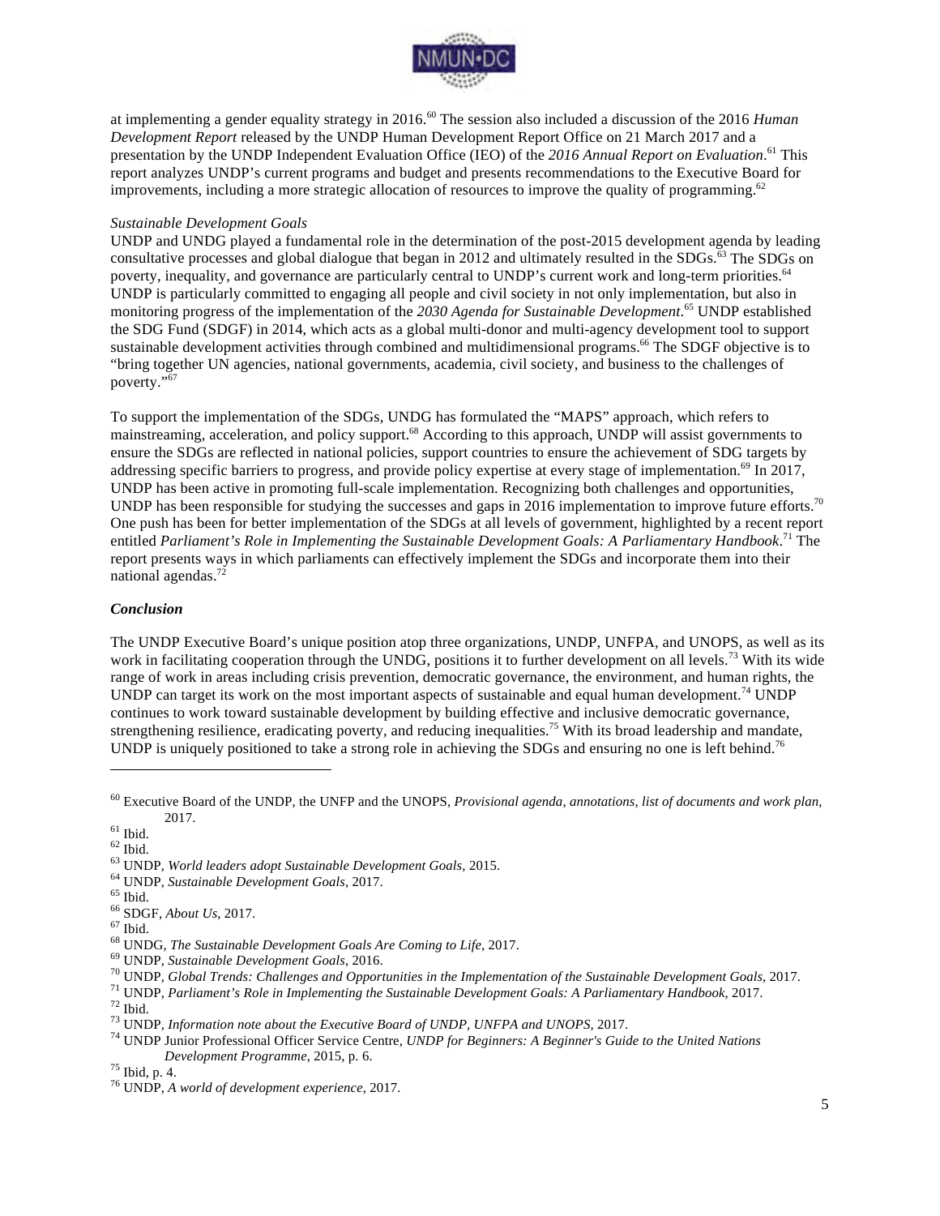at implementing a gender equality strategy in 2016.[60] The session also included a discussion of the 2016 *Human Development Report* released by the UNDP Human Development Report Office on 21 March 2017 and a presentation by the UNDP Independent Evaluation Office (IEO) of the *2016 Annual Report on Evaluation*.[61] This report analyzes UNDP's current programs and budget and presents recommendations to the Executive Board for improvements, including a more strategic allocation of resources to improve the quality of programming.[62]

*Sustainable Development Goals*

UNDP and UNDG played a fundamental role in the determination of the post-2015 development agenda by leading consultative processes and global dialogue that began in 2012 and ultimately resulted in the SDGs.[63] The SDGs on poverty, inequality, and governance are particularly central to UNDP's current work and long-term priorities.[64] UNDP is particularly committed to engaging all people and civil society in not only implementation, but also in monitoring progress of the implementation of the *2030 Agenda for Sustainable Development*.[65] UNDP established the SDG Fund (SDGF) in 2014, which acts as a global multi-donor and multi-agency development tool to support sustainable development activities through combined and multidimensional programs.[66] The SDGF objective is to "bring together UN agencies, national governments, academia, civil society, and business to the challenges of poverty."[67]

To support the implementation of the SDGs, UNDG has formulated the "MAPS" approach, which refers to mainstreaming, acceleration, and policy support.[68] According to this approach, UNDP will assist governments to ensure the SDGs are reflected in national policies, support countries to ensure the achievement of SDG targets by addressing specific barriers to progress, and provide policy expertise at every stage of implementation.[69] In 2017, UNDP has been active in promoting full-scale implementation. Recognizing both challenges and opportunities, UNDP has been responsible for studying the successes and gaps in 2016 implementation to improve future efforts.[70] One push has been for better implementation of the SDGs at all levels of government, highlighted by a recent report entitled *Parliament's Role in Implementing the Sustainable Development Goals: A Parliamentary Handbook*.[71] The report presents ways in which parliaments can effectively implement the SDGs and incorporate them into their national agendas.[72]

***Conclusion***

The UNDP Executive Board's unique position atop three organizations, UNDP, UNFPA, and UNOPS, as well as its work in facilitating cooperation through the UNDG, positions it to further development on all levels.[73] With its wide range of work in areas including crisis prevention, democratic governance, the environment, and human rights, the UNDP can target its work on the most important aspects of sustainable and equal human development.[74] UNDP continues to work toward sustainable development by building effective and inclusive democratic governance, strengthening resilience, eradicating poverty, and reducing inequalities.[75] With its broad leadership and mandate, UNDP is uniquely positioned to take a strong role in achieving the SDGs and ensuring no one is left behind.[76]

---

[60] Executive Board of the UNDP, the UNFP and the UNOPS, *Provisional agenda, annotations, list of documents and work plan*, 2017.
[61] Ibid.
[62] Ibid.
[63] UNDP, *World leaders adopt Sustainable Development Goals*, 2015.
[64] UNDP, *Sustainable Development Goals*, 2017.
[65] Ibid.
[66] SDGF, *About Us*, 2017.
[67] Ibid.
[68] UNDG, *The Sustainable Development Goals Are Coming to Life*, 2017.
[69] UNDP, *Sustainable Development Goals*, 2016.
[70] UNDP, *Global Trends: Challenges and Opportunities in the Implementation of the Sustainable Development Goals*, 2017.
[71] UNDP, *Parliament's Role in Implementing the Sustainable Development Goals: A Parliamentary Handbook*, 2017.
[72] Ibid.
[73] UNDP, *Information note about the Executive Board of UNDP, UNFPA and UNOPS*, 2017.
[74] UNDP Junior Professional Officer Service Centre, *UNDP for Beginners: A Beginner's Guide to the United Nations Development Programme*, 2015, p. 6.
[75] Ibid, p. 4.
[76] UNDP, *A world of development experience*, 2017.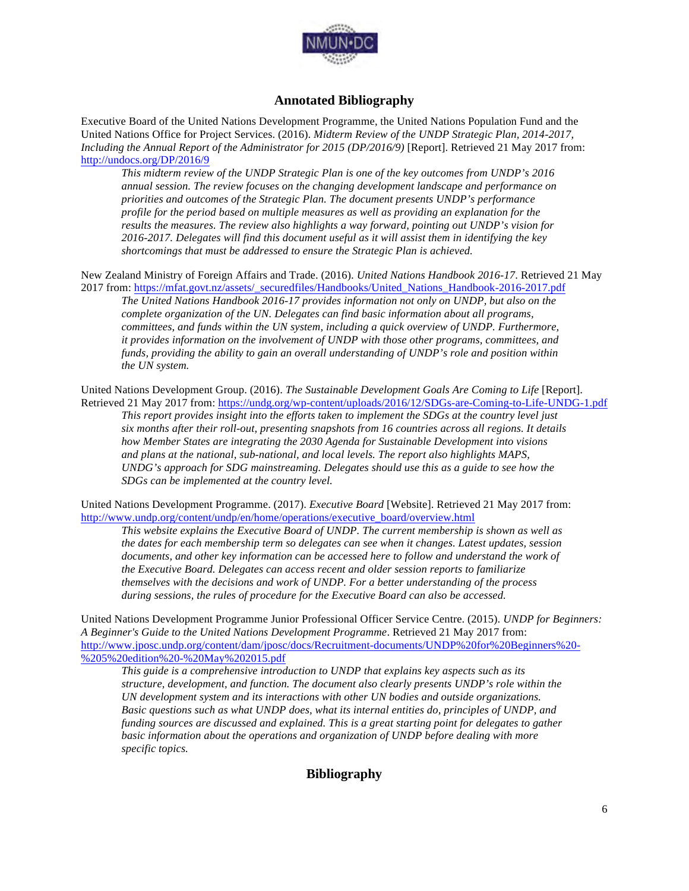## Annotated Bibliography

Executive Board of the United Nations Development Programme, the United Nations Population Fund and the United Nations Office for Project Services. (2016). *Midterm Review of the UNDP Strategic Plan, 2014-2017, Including the Annual Report of the Administrator for 2015 (DP/2016/9)* [Report]. Retrieved 21 May 2017 from: http://undocs.org/DP/2016/9

> *This midterm review of the UNDP Strategic Plan is one of the key outcomes from UNDP's 2016 annual session. The review focuses on the changing development landscape and performance on priorities and outcomes of the Strategic Plan. The document presents UNDP's performance profile for the period based on multiple measures as well as providing an explanation for the results the measures. The review also highlights a way forward, pointing out UNDP's vision for 2016-2017. Delegates will find this document useful as it will assist them in identifying the key shortcomings that must be addressed to ensure the Strategic Plan is achieved.*

New Zealand Ministry of Foreign Affairs and Trade. (2016). *United Nations Handbook 2016-17*. Retrieved 21 May 2017 from: https://mfat.govt.nz/assets/_securedfiles/Handbooks/United_Nations_Handbook-2016-2017.pdf

> *The United Nations Handbook 2016-17 provides information not only on UNDP, but also on the complete organization of the UN. Delegates can find basic information about all programs, committees, and funds within the UN system, including a quick overview of UNDP. Furthermore, it provides information on the involvement of UNDP with those other programs, committees, and funds, providing the ability to gain an overall understanding of UNDP's role and position within the UN system.*

United Nations Development Group. (2016). *The Sustainable Development Goals Are Coming to Life* [Report]. Retrieved 21 May 2017 from: https://undg.org/wp-content/uploads/2016/12/SDGs-are-Coming-to-Life-UNDG-1.pdf

> *This report provides insight into the efforts taken to implement the SDGs at the country level just six months after their roll-out, presenting snapshots from 16 countries across all regions. It details how Member States are integrating the 2030 Agenda for Sustainable Development into visions and plans at the national, sub-national, and local levels. The report also highlights MAPS, UNDG's approach for SDG mainstreaming. Delegates should use this as a guide to see how the SDGs can be implemented at the country level.*

United Nations Development Programme. (2017). *Executive Board* [Website]. Retrieved 21 May 2017 from: http://www.undp.org/content/undp/en/home/operations/executive_board/overview.html

> *This website explains the Executive Board of UNDP. The current membership is shown as well as the dates for each membership term so delegates can see when it changes. Latest updates, session documents, and other key information can be accessed here to follow and understand the work of the Executive Board. Delegates can access recent and older session reports to familiarize themselves with the decisions and work of UNDP. For a better understanding of the process during sessions, the rules of procedure for the Executive Board can also be accessed.*

United Nations Development Programme Junior Professional Officer Service Centre. (2015). *UNDP for Beginners: A Beginner's Guide to the United Nations Development Programme*. Retrieved 21 May 2017 from: http://www.jposc.undp.org/content/dam/jposc/docs/Recruitment-documents/UNDP%20for%20Beginners%20-%205%20edition%20-%20May%202015.pdf

> *This guide is a comprehensive introduction to UNDP that explains key aspects such as its structure, development, and function. The document also clearly presents UNDP's role within the UN development system and its interactions with other UN bodies and outside organizations. Basic questions such as what UNDP does, what its internal entities do, principles of UNDP, and funding sources are discussed and explained. This is a great starting point for delegates to gather basic information about the operations and organization of UNDP before dealing with more specific topics.*

## Bibliography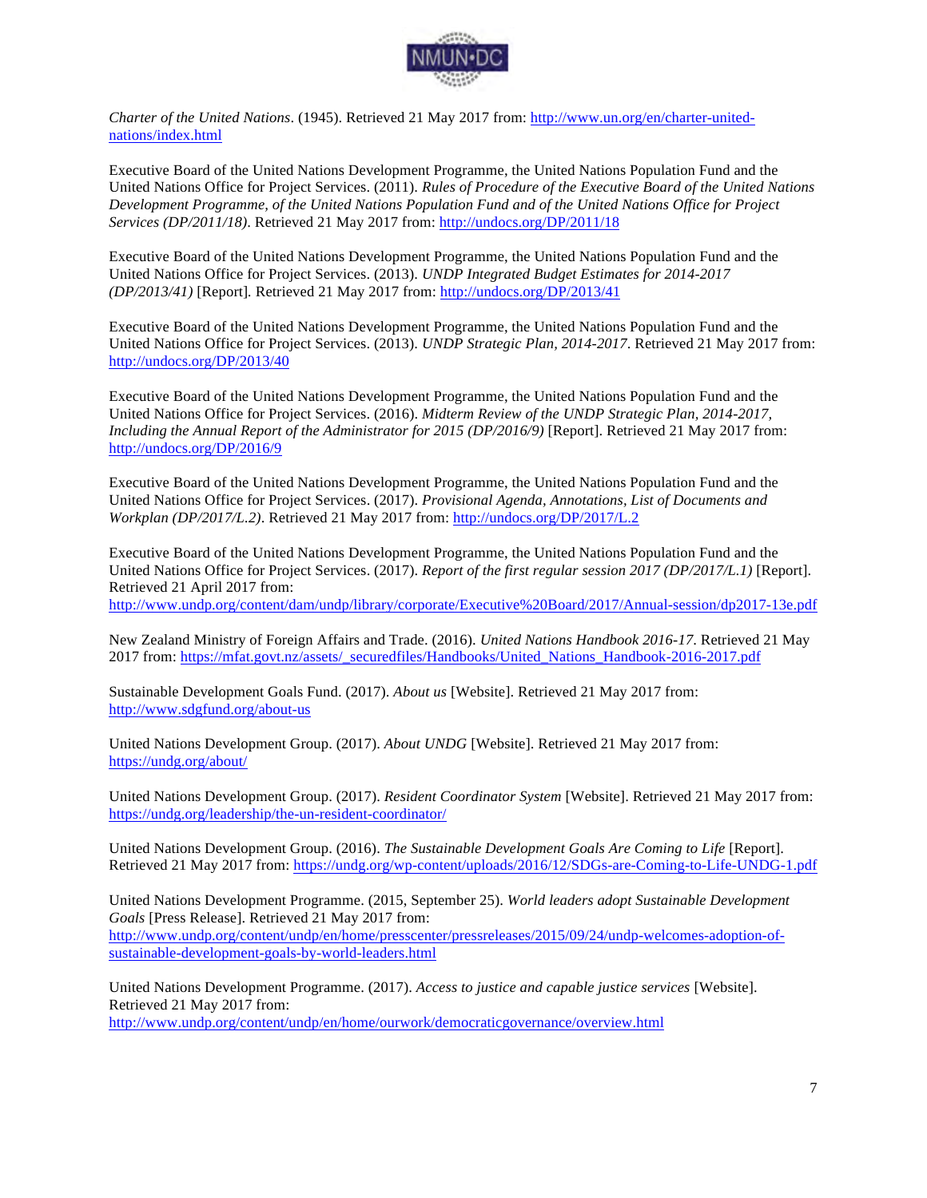*Charter of the United Nations*. (1945). Retrieved 21 May 2017 from: http://www.un.org/en/charter-united-nations/index.html

Executive Board of the United Nations Development Programme, the United Nations Population Fund and the United Nations Office for Project Services. (2011). *Rules of Procedure of the Executive Board of the United Nations Development Programme, of the United Nations Population Fund and of the United Nations Office for Project Services (DP/2011/18)*. Retrieved 21 May 2017 from: http://undocs.org/DP/2011/18

Executive Board of the United Nations Development Programme, the United Nations Population Fund and the United Nations Office for Project Services. (2013). *UNDP Integrated Budget Estimates for 2014-2017 (DP/2013/41)* [Report]. Retrieved 21 May 2017 from: http://undocs.org/DP/2013/41

Executive Board of the United Nations Development Programme, the United Nations Population Fund and the United Nations Office for Project Services. (2013). *UNDP Strategic Plan, 2014-2017*. Retrieved 21 May 2017 from: http://undocs.org/DP/2013/40

Executive Board of the United Nations Development Programme, the United Nations Population Fund and the United Nations Office for Project Services. (2016). *Midterm Review of the UNDP Strategic Plan, 2014-2017, Including the Annual Report of the Administrator for 2015 (DP/2016/9)* [Report]. Retrieved 21 May 2017 from: http://undocs.org/DP/2016/9

Executive Board of the United Nations Development Programme, the United Nations Population Fund and the United Nations Office for Project Services. (2017). *Provisional Agenda, Annotations, List of Documents and Workplan (DP/2017/L.2)*. Retrieved 21 May 2017 from: http://undocs.org/DP/2017/L.2

Executive Board of the United Nations Development Programme, the United Nations Population Fund and the United Nations Office for Project Services. (2017). *Report of the first regular session 2017 (DP/2017/L.1)* [Report]. Retrieved 21 April 2017 from: http://www.undp.org/content/dam/undp/library/corporate/Executive%20Board/2017/Annual-session/dp2017-13e.pdf

New Zealand Ministry of Foreign Affairs and Trade. (2016). *United Nations Handbook 2016-17*. Retrieved 21 May 2017 from: https://mfat.govt.nz/assets/_securedfiles/Handbooks/United_Nations_Handbook-2016-2017.pdf

Sustainable Development Goals Fund. (2017). *About us* [Website]. Retrieved 21 May 2017 from: http://www.sdgfund.org/about-us

United Nations Development Group. (2017). *About UNDG* [Website]. Retrieved 21 May 2017 from: https://undg.org/about/

United Nations Development Group. (2017). *Resident Coordinator System* [Website]. Retrieved 21 May 2017 from: https://undg.org/leadership/the-un-resident-coordinator/

United Nations Development Group. (2016). *The Sustainable Development Goals Are Coming to Life* [Report]. Retrieved 21 May 2017 from: https://undg.org/wp-content/uploads/2016/12/SDGs-are-Coming-to-Life-UNDG-1.pdf

United Nations Development Programme. (2015, September 25). *World leaders adopt Sustainable Development Goals* [Press Release]. Retrieved 21 May 2017 from: http://www.undp.org/content/undp/en/home/presscenter/pressreleases/2015/09/24/undp-welcomes-adoption-of-sustainable-development-goals-by-world-leaders.html

United Nations Development Programme. (2017). *Access to justice and capable justice services* [Website]. Retrieved 21 May 2017 from: http://www.undp.org/content/undp/en/home/ourwork/democraticgovernance/overview.html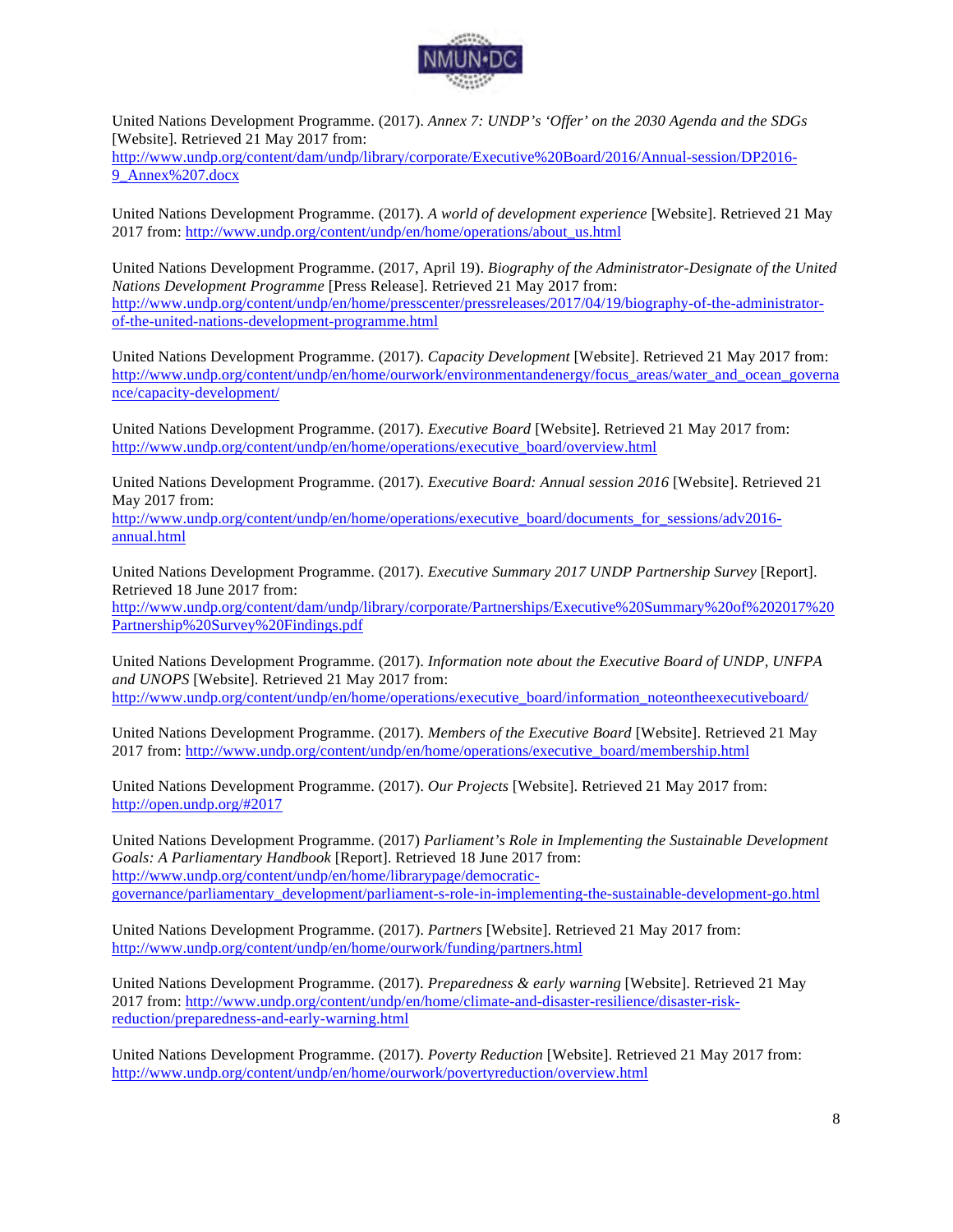United Nations Development Programme. (2017). *Annex 7: UNDP's 'Offer' on the 2030 Agenda and the SDGs* [Website]. Retrieved 21 May 2017 from: http://www.undp.org/content/dam/undp/library/corporate/Executive%20Board/2016/Annual-session/DP2016-9_Annex%207.docx

United Nations Development Programme. (2017). *A world of development experience* [Website]. Retrieved 21 May 2017 from: http://www.undp.org/content/undp/en/home/operations/about_us.html

United Nations Development Programme. (2017, April 19). *Biography of the Administrator-Designate of the United Nations Development Programme* [Press Release]. Retrieved 21 May 2017 from: http://www.undp.org/content/undp/en/home/presscenter/pressreleases/2017/04/19/biography-of-the-administrator-of-the-united-nations-development-programme.html

United Nations Development Programme. (2017). *Capacity Development* [Website]. Retrieved 21 May 2017 from: http://www.undp.org/content/undp/en/home/ourwork/environmentandenergy/focus_areas/water_and_ocean_governance/capacity-development/

United Nations Development Programme. (2017). *Executive Board* [Website]. Retrieved 21 May 2017 from: http://www.undp.org/content/undp/en/home/operations/executive_board/overview.html

United Nations Development Programme. (2017). *Executive Board: Annual session 2016* [Website]. Retrieved 21 May 2017 from: http://www.undp.org/content/undp/en/home/operations/executive_board/documents_for_sessions/adv2016-annual.html

United Nations Development Programme. (2017). *Executive Summary 2017 UNDP Partnership Survey* [Report]. Retrieved 18 June 2017 from: http://www.undp.org/content/dam/undp/library/corporate/Partnerships/Executive%20Summary%20of%202017%20Partnership%20Survey%20Findings.pdf

United Nations Development Programme. (2017). *Information note about the Executive Board of UNDP, UNFPA and UNOPS* [Website]. Retrieved 21 May 2017 from: http://www.undp.org/content/undp/en/home/operations/executive_board/information_noteontheexecutiveboard/

United Nations Development Programme. (2017). *Members of the Executive Board* [Website]. Retrieved 21 May 2017 from: http://www.undp.org/content/undp/en/home/operations/executive_board/membership.html

United Nations Development Programme. (2017). *Our Projects* [Website]. Retrieved 21 May 2017 from: http://open.undp.org/#2017

United Nations Development Programme. (2017) *Parliament's Role in Implementing the Sustainable Development Goals: A Parliamentary Handbook* [Report]. Retrieved 18 June 2017 from: http://www.undp.org/content/undp/en/home/librarypage/democratic-governance/parliamentary_development/parliament-s-role-in-implementing-the-sustainable-development-go.html

United Nations Development Programme. (2017). *Partners* [Website]. Retrieved 21 May 2017 from: http://www.undp.org/content/undp/en/home/ourwork/funding/partners.html

United Nations Development Programme. (2017). *Preparedness & early warning* [Website]. Retrieved 21 May 2017 from: http://www.undp.org/content/undp/en/home/climate-and-disaster-resilience/disaster-risk-reduction/preparedness-and-early-warning.html

United Nations Development Programme. (2017). *Poverty Reduction* [Website]. Retrieved 21 May 2017 from: http://www.undp.org/content/undp/en/home/ourwork/povertyreduction/overview.html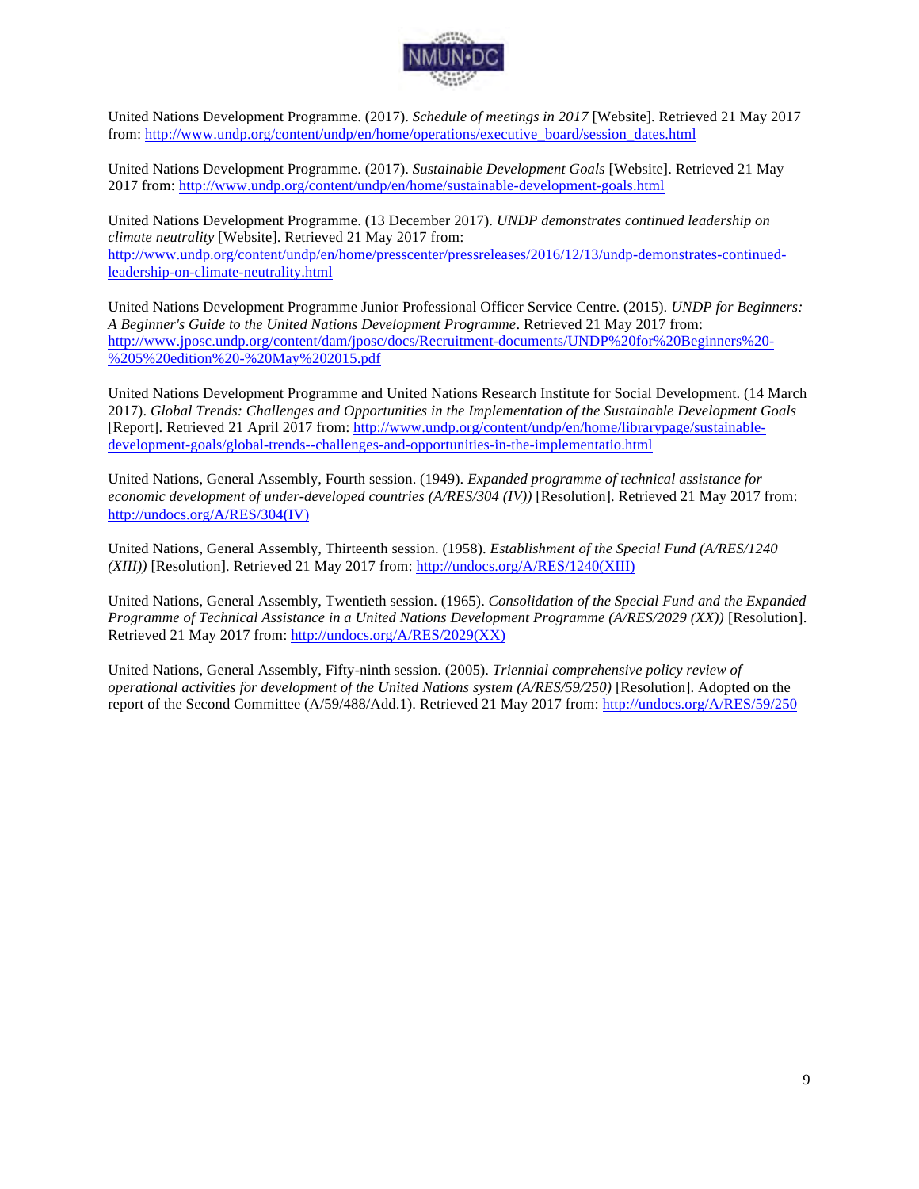United Nations Development Programme. (2017). *Schedule of meetings in 2017* [Website]. Retrieved 21 May 2017 from: http://www.undp.org/content/undp/en/home/operations/executive_board/session_dates.html

United Nations Development Programme. (2017). *Sustainable Development Goals* [Website]. Retrieved 21 May 2017 from: http://www.undp.org/content/undp/en/home/sustainable-development-goals.html

United Nations Development Programme. (13 December 2017). *UNDP demonstrates continued leadership on climate neutrality* [Website]. Retrieved 21 May 2017 from: http://www.undp.org/content/undp/en/home/presscenter/pressreleases/2016/12/13/undp-demonstrates-continued-leadership-on-climate-neutrality.html

United Nations Development Programme Junior Professional Officer Service Centre. (2015). *UNDP for Beginners: A Beginner's Guide to the United Nations Development Programme*. Retrieved 21 May 2017 from: http://www.jposc.undp.org/content/dam/jposc/docs/Recruitment-documents/UNDP%20for%20Beginners%20-%205%20edition%20-%20May%202015.pdf

United Nations Development Programme and United Nations Research Institute for Social Development. (14 March 2017). *Global Trends: Challenges and Opportunities in the Implementation of the Sustainable Development Goals* [Report]. Retrieved 21 April 2017 from: http://www.undp.org/content/undp/en/home/librarypage/sustainable-development-goals/global-trends--challenges-and-opportunities-in-the-implementatio.html

United Nations, General Assembly, Fourth session. (1949). *Expanded programme of technical assistance for economic development of under-developed countries (A/RES/304 (IV))* [Resolution]. Retrieved 21 May 2017 from: http://undocs.org/A/RES/304(IV)

United Nations, General Assembly, Thirteenth session. (1958). *Establishment of the Special Fund (A/RES/1240 (XIII))* [Resolution]. Retrieved 21 May 2017 from: http://undocs.org/A/RES/1240(XIII)

United Nations, General Assembly, Twentieth session. (1965). *Consolidation of the Special Fund and the Expanded Programme of Technical Assistance in a United Nations Development Programme (A/RES/2029 (XX))* [Resolution]. Retrieved 21 May 2017 from: http://undocs.org/A/RES/2029(XX)

United Nations, General Assembly, Fifty-ninth session. (2005). *Triennial comprehensive policy review of operational activities for development of the United Nations system (A/RES/59/250)* [Resolution]. Adopted on the report of the Second Committee (A/59/488/Add.1). Retrieved 21 May 2017 from: http://undocs.org/A/RES/59/250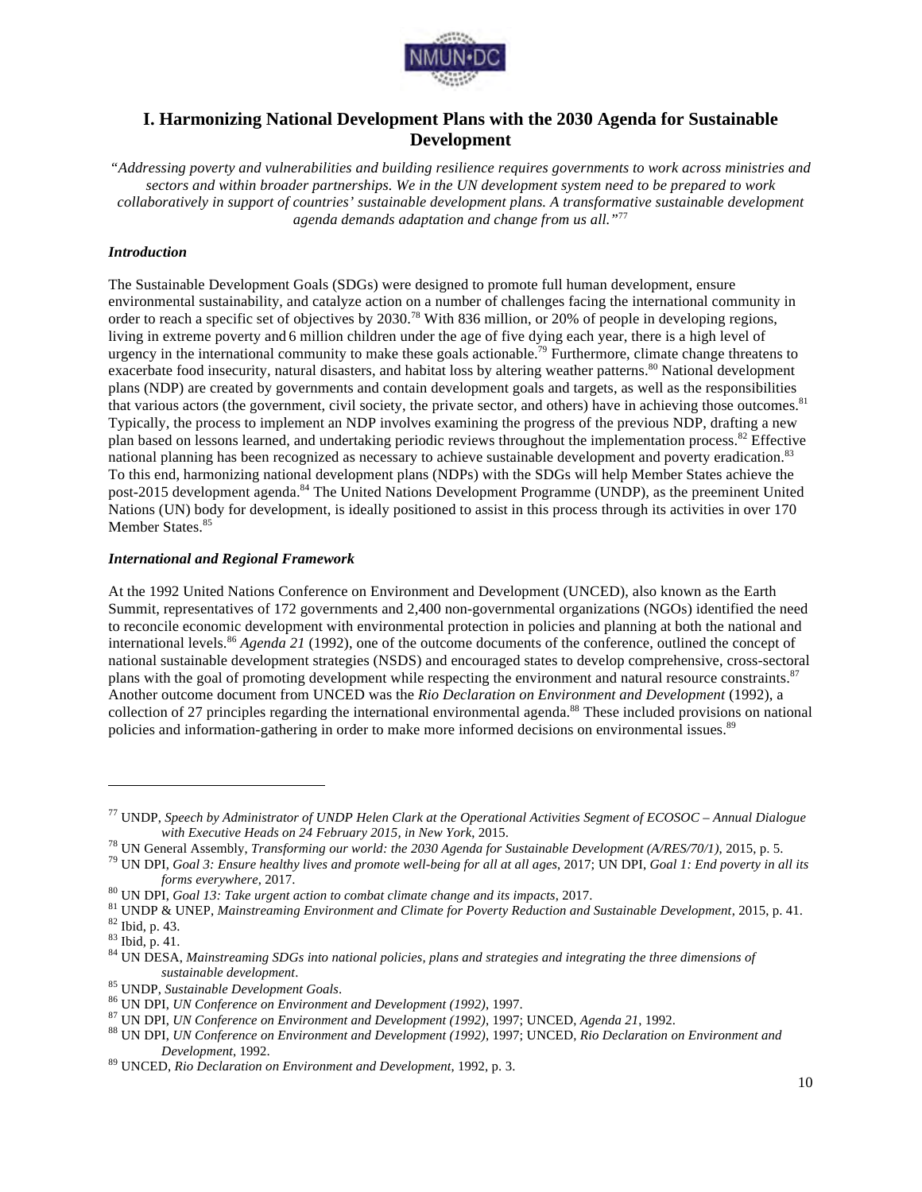# I. Harmonizing National Development Plans with the 2030 Agenda for Sustainable Development

*"Addressing poverty and vulnerabilities and building resilience requires governments to work across ministries and sectors and within broader partnerships. We in the UN development system need to be prepared to work collaboratively in support of countries' sustainable development plans. A transformative sustainable development agenda demands adaptation and change from us all."*[77]

### *Introduction*

The Sustainable Development Goals (SDGs) were designed to promote full human development, ensure environmental sustainability, and catalyze action on a number of challenges facing the international community in order to reach a specific set of objectives by 2030.[78] With 836 million, or 20% of people in developing regions, living in extreme poverty and 6 million children under the age of five dying each year, there is a high level of urgency in the international community to make these goals actionable.[79] Furthermore, climate change threatens to exacerbate food insecurity, natural disasters, and habitat loss by altering weather patterns.[80] National development plans (NDP) are created by governments and contain development goals and targets, as well as the responsibilities that various actors (the government, civil society, the private sector, and others) have in achieving those outcomes.[81] Typically, the process to implement an NDP involves examining the progress of the previous NDP, drafting a new plan based on lessons learned, and undertaking periodic reviews throughout the implementation process.[82] Effective national planning has been recognized as necessary to achieve sustainable development and poverty eradication.[83] To this end, harmonizing national development plans (NDPs) with the SDGs will help Member States achieve the post-2015 development agenda.[84] The United Nations Development Programme (UNDP), as the preeminent United Nations (UN) body for development, is ideally positioned to assist in this process through its activities in over 170 Member States.[85]

### *International and Regional Framework*

At the 1992 United Nations Conference on Environment and Development (UNCED), also known as the Earth Summit, representatives of 172 governments and 2,400 non-governmental organizations (NGOs) identified the need to reconcile economic development with environmental protection in policies and planning at both the national and international levels.[86] *Agenda 21* (1992), one of the outcome documents of the conference, outlined the concept of national sustainable development strategies (NSDS) and encouraged states to develop comprehensive, cross-sectoral plans with the goal of promoting development while respecting the environment and natural resource constraints.[87] Another outcome document from UNCED was the *Rio Declaration on Environment and Development* (1992), a collection of 27 principles regarding the international environmental agenda.[88] These included provisions on national policies and information-gathering in order to make more informed decisions on environmental issues.[89]

---

[77] UNDP, *Speech by Administrator of UNDP Helen Clark at the Operational Activities Segment of ECOSOC – Annual Dialogue with Executive Heads on 24 February 2015, in New York*, 2015.

[78] UN General Assembly, *Transforming our world: the 2030 Agenda for Sustainable Development (A/RES/70/1)*, 2015, p. 5.

[79] UN DPI, *Goal 3: Ensure healthy lives and promote well-being for all at all ages*, 2017; UN DPI, *Goal 1: End poverty in all its forms everywhere*, 2017.

[80] UN DPI, *Goal 13: Take urgent action to combat climate change and its impacts*, 2017.

[81] UNDP & UNEP, *Mainstreaming Environment and Climate for Poverty Reduction and Sustainable Development*, 2015, p. 41.

[82] Ibid, p. 43.

[83] Ibid, p. 41.

[84] UN DESA, *Mainstreaming SDGs into national policies, plans and strategies and integrating the three dimensions of sustainable development*.

[85] UNDP, *Sustainable Development Goals*.

[86] UN DPI, *UN Conference on Environment and Development (1992)*, 1997.

[87] UN DPI, *UN Conference on Environment and Development (1992)*, 1997; UNCED, *Agenda 21*, 1992.

[88] UN DPI, *UN Conference on Environment and Development (1992)*, 1997; UNCED, *Rio Declaration on Environment and Development*, 1992.

[89] UNCED, *Rio Declaration on Environment and Development*, 1992, p. 3.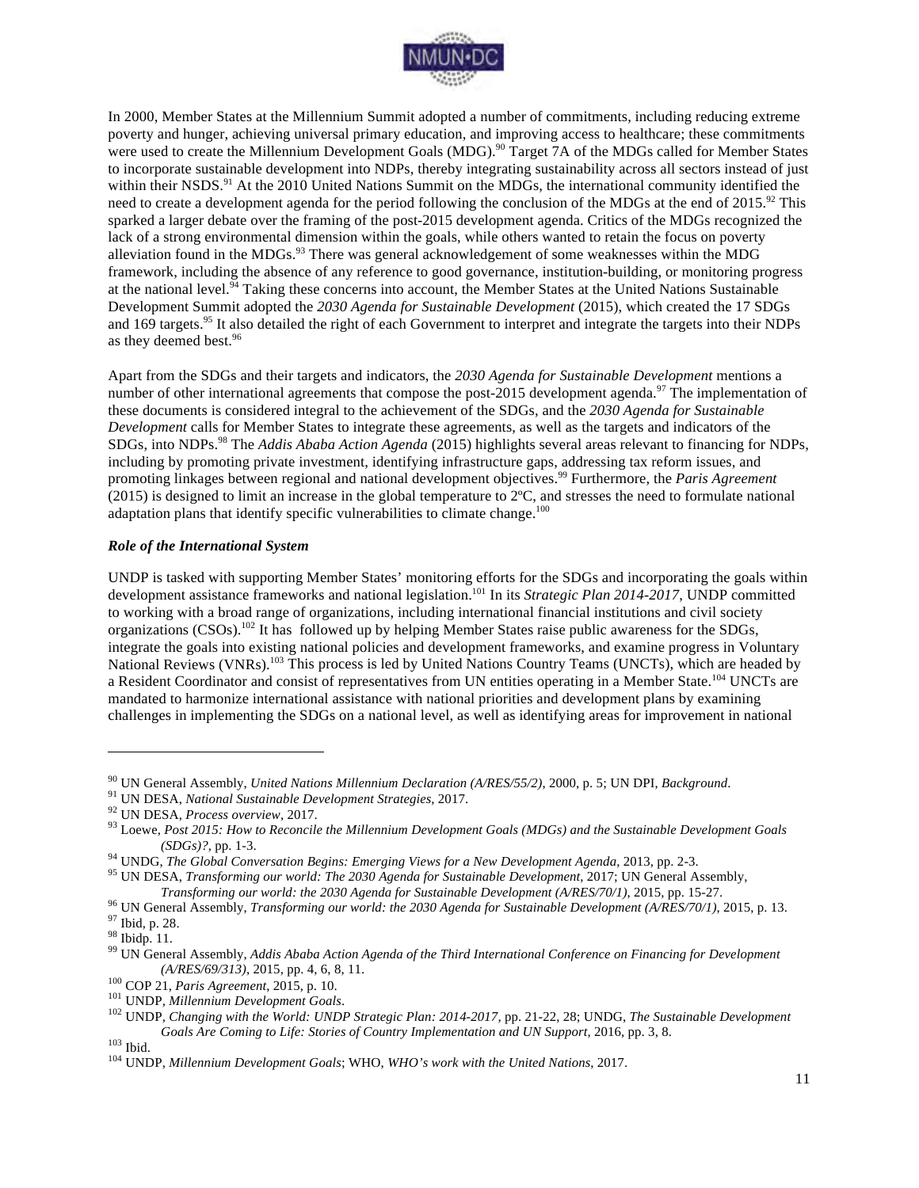In 2000, Member States at the Millennium Summit adopted a number of commitments, including reducing extreme poverty and hunger, achieving universal primary education, and improving access to healthcare; these commitments were used to create the Millennium Development Goals (MDG).[90] Target 7A of the MDGs called for Member States to incorporate sustainable development into NDPs, thereby integrating sustainability across all sectors instead of just within their NSDS.[91] At the 2010 United Nations Summit on the MDGs, the international community identified the need to create a development agenda for the period following the conclusion of the MDGs at the end of 2015.[92] This sparked a larger debate over the framing of the post-2015 development agenda. Critics of the MDGs recognized the lack of a strong environmental dimension within the goals, while others wanted to retain the focus on poverty alleviation found in the MDGs.[93] There was general acknowledgement of some weaknesses within the MDG framework, including the absence of any reference to good governance, institution-building, or monitoring progress at the national level.[94] Taking these concerns into account, the Member States at the United Nations Sustainable Development Summit adopted the *2030 Agenda for Sustainable Development* (2015), which created the 17 SDGs and 169 targets.[95] It also detailed the right of each Government to interpret and integrate the targets into their NDPs as they deemed best.[96]

Apart from the SDGs and their targets and indicators, the *2030 Agenda for Sustainable Development* mentions a number of other international agreements that compose the post-2015 development agenda.[97] The implementation of these documents is considered integral to the achievement of the SDGs, and the *2030 Agenda for Sustainable Development* calls for Member States to integrate these agreements, as well as the targets and indicators of the SDGs, into NDPs.[98] The *Addis Ababa Action Agenda* (2015) highlights several areas relevant to financing for NDPs, including by promoting private investment, identifying infrastructure gaps, addressing tax reform issues, and promoting linkages between regional and national development objectives.[99] Furthermore, the *Paris Agreement* (2015) is designed to limit an increase in the global temperature to 2ºC, and stresses the need to formulate national adaptation plans that identify specific vulnerabilities to climate change.[100]

### *Role of the International System*

UNDP is tasked with supporting Member States' monitoring efforts for the SDGs and incorporating the goals within development assistance frameworks and national legislation.[101] In its *Strategic Plan 2014-2017*, UNDP committed to working with a broad range of organizations, including international financial institutions and civil society organizations (CSOs).[102] It has followed up by helping Member States raise public awareness for the SDGs, integrate the goals into existing national policies and development frameworks, and examine progress in Voluntary National Reviews (VNRs).[103] This process is led by United Nations Country Teams (UNCTs), which are headed by a Resident Coordinator and consist of representatives from UN entities operating in a Member State.[104] UNCTs are mandated to harmonize international assistance with national priorities and development plans by examining challenges in implementing the SDGs on a national level, as well as identifying areas for improvement in national

---

[90] UN General Assembly, *United Nations Millennium Declaration (A/RES/55/2)*, 2000, p. 5; UN DPI, *Background*.
[91] UN DESA, *National Sustainable Development Strategies*, 2017.
[92] UN DESA, *Process overview*, 2017.
[93] Loewe, *Post 2015: How to Reconcile the Millennium Development Goals (MDGs) and the Sustainable Development Goals (SDGs)?*, pp. 1-3.
[94] UNDG, *The Global Conversation Begins: Emerging Views for a New Development Agenda*, 2013, pp. 2-3.
[95] UN DESA, *Transforming our world: The 2030 Agenda for Sustainable Development*, 2017; UN General Assembly, *Transforming our world: the 2030 Agenda for Sustainable Development (A/RES/70/1)*, 2015, pp. 15-27.
[96] UN General Assembly, *Transforming our world: the 2030 Agenda for Sustainable Development (A/RES/70/1)*, 2015, p. 13.
[97] Ibid, p. 28.
[98] Ibidp. 11.
[99] UN General Assembly, *Addis Ababa Action Agenda of the Third International Conference on Financing for Development (A/RES/69/313)*, 2015, pp. 4, 6, 8, 11.
[100] COP 21, *Paris Agreement*, 2015, p. 10.
[101] UNDP, *Millennium Development Goals*.
[102] UNDP, *Changing with the World: UNDP Strategic Plan: 2014-2017*, pp. 21-22, 28; UNDG, *The Sustainable Development Goals Are Coming to Life: Stories of Country Implementation and UN Support*, 2016, pp. 3, 8.
[103] Ibid.
[104] UNDP, *Millennium Development Goals*; WHO, *WHO's work with the United Nations*, 2017.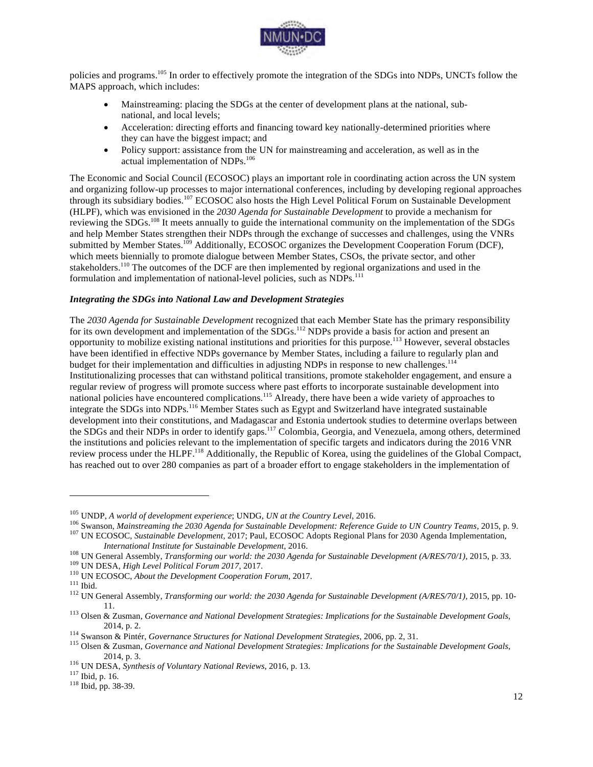policies and programs.[105] In order to effectively promote the integration of the SDGs into NDPs, UNCTs follow the MAPS approach, which includes:

- Mainstreaming: placing the SDGs at the center of development plans at the national, sub-national, and local levels;
- Acceleration: directing efforts and financing toward key nationally-determined priorities where they can have the biggest impact; and
- Policy support: assistance from the UN for mainstreaming and acceleration, as well as in the actual implementation of NDPs.[106]

The Economic and Social Council (ECOSOC) plays an important role in coordinating action across the UN system and organizing follow-up processes to major international conferences, including by developing regional approaches through its subsidiary bodies.[107] ECOSOC also hosts the High Level Political Forum on Sustainable Development (HLPF), which was envisioned in the *2030 Agenda for Sustainable Development* to provide a mechanism for reviewing the SDGs.[108] It meets annually to guide the international community on the implementation of the SDGs and help Member States strengthen their NDPs through the exchange of successes and challenges, using the VNRs submitted by Member States.[109] Additionally, ECOSOC organizes the Development Cooperation Forum (DCF), which meets biennially to promote dialogue between Member States, CSOs, the private sector, and other stakeholders.[110] The outcomes of the DCF are then implemented by regional organizations and used in the formulation and implementation of national-level policies, such as NDPs.[111]

### *Integrating the SDGs into National Law and Development Strategies*

The *2030 Agenda for Sustainable Development* recognized that each Member State has the primary responsibility for its own development and implementation of the SDGs.[112] NDPs provide a basis for action and present an opportunity to mobilize existing national institutions and priorities for this purpose.[113] However, several obstacles have been identified in effective NDPs governance by Member States, including a failure to regularly plan and budget for their implementation and difficulties in adjusting NDPs in response to new challenges.[114] Institutionalizing processes that can withstand political transitions, promote stakeholder engagement, and ensure a regular review of progress will promote success where past efforts to incorporate sustainable development into national policies have encountered complications.[115] Already, there have been a wide variety of approaches to integrate the SDGs into NDPs.[116] Member States such as Egypt and Switzerland have integrated sustainable development into their constitutions, and Madagascar and Estonia undertook studies to determine overlaps between the SDGs and their NDPs in order to identify gaps.[117] Colombia, Georgia, and Venezuela, among others, determined the institutions and policies relevant to the implementation of specific targets and indicators during the 2016 VNR review process under the HLPF.[118] Additionally, the Republic of Korea, using the guidelines of the Global Compact, has reached out to over 280 companies as part of a broader effort to engage stakeholders in the implementation of

---

[105] UNDP, *A world of development experience*; UNDG, *UN at the Country Level*, 2016.

[106] Swanson, *Mainstreaming the 2030 Agenda for Sustainable Development: Reference Guide to UN Country Teams*, 2015, p. 9.

[107] UN ECOSOC, *Sustainable Development*, 2017; Paul, ECOSOC Adopts Regional Plans for 2030 Agenda Implementation, *International Institute for Sustainable Development*, 2016.

[108] UN General Assembly, *Transforming our world: the 2030 Agenda for Sustainable Development (A/RES/70/1)*, 2015, p. 33.

[109] UN DESA, *High Level Political Forum 2017*, 2017.

[110] UN ECOSOC, *About the Development Cooperation Forum*, 2017.

[111] Ibid.

[112] UN General Assembly, *Transforming our world: the 2030 Agenda for Sustainable Development (A/RES/70/1)*, 2015, pp. 10-11.

[113] Olsen & Zusman, *Governance and National Development Strategies: Implications for the Sustainable Development Goals*, 2014, p. 2.

[114] Swanson & Pintér, *Governance Structures for National Development Strategies*, 2006, pp. 2, 31.

[115] Olsen & Zusman, *Governance and National Development Strategies: Implications for the Sustainable Development Goals*, 2014, p. 3.

[116] UN DESA, *Synthesis of Voluntary National Reviews*, 2016, p. 13.

[117] Ibid, p. 16.

[118] Ibid, pp. 38-39.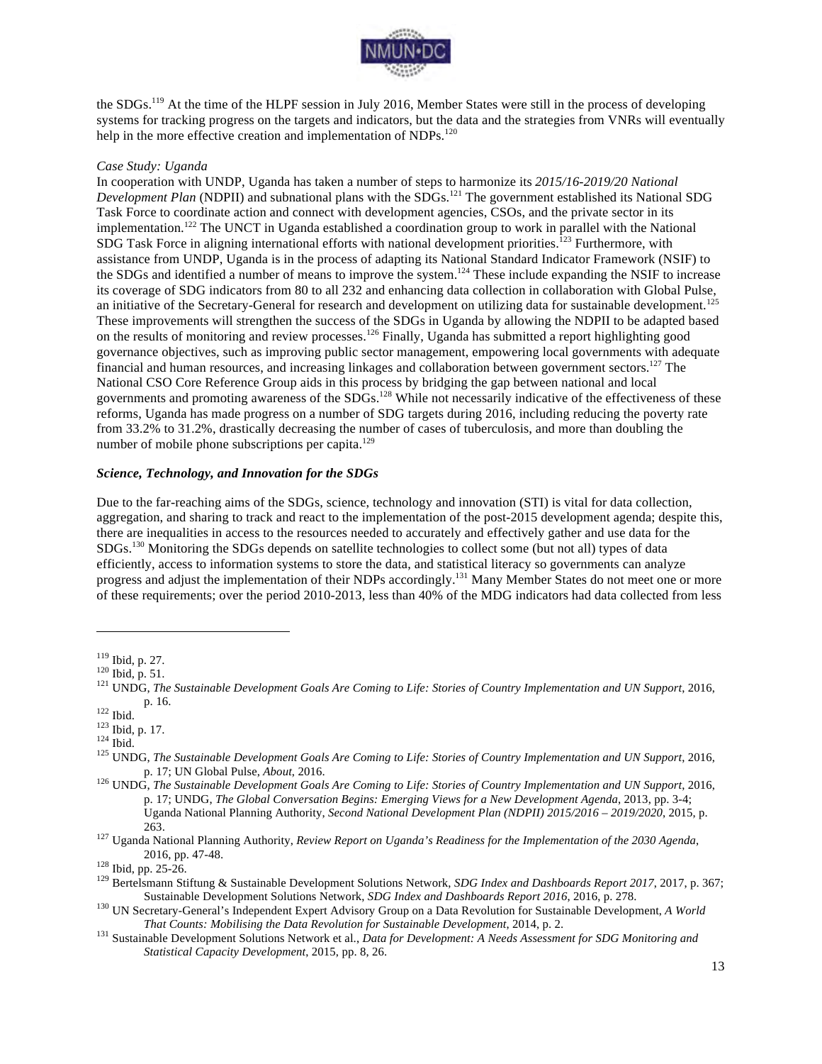the SDGs.[119] At the time of the HLPF session in July 2016, Member States were still in the process of developing systems for tracking progress on the targets and indicators, but the data and the strategies from VNRs will eventually help in the more effective creation and implementation of NDPs.[120]

*Case Study: Uganda*

In cooperation with UNDP, Uganda has taken a number of steps to harmonize its *2015/16-2019/20 National Development Plan* (NDPII) and subnational plans with the SDGs.[121] The government established its National SDG Task Force to coordinate action and connect with development agencies, CSOs, and the private sector in its implementation.[122] The UNCT in Uganda established a coordination group to work in parallel with the National SDG Task Force in aligning international efforts with national development priorities.[123] Furthermore, with assistance from UNDP, Uganda is in the process of adapting its National Standard Indicator Framework (NSIF) to the SDGs and identified a number of means to improve the system.[124] These include expanding the NSIF to increase its coverage of SDG indicators from 80 to all 232 and enhancing data collection in collaboration with Global Pulse, an initiative of the Secretary-General for research and development on utilizing data for sustainable development.[125] These improvements will strengthen the success of the SDGs in Uganda by allowing the NDPII to be adapted based on the results of monitoring and review processes.[126] Finally, Uganda has submitted a report highlighting good governance objectives, such as improving public sector management, empowering local governments with adequate financial and human resources, and increasing linkages and collaboration between government sectors.[127] The National CSO Core Reference Group aids in this process by bridging the gap between national and local governments and promoting awareness of the SDGs.[128] While not necessarily indicative of the effectiveness of these reforms, Uganda has made progress on a number of SDG targets during 2016, including reducing the poverty rate from 33.2% to 31.2%, drastically decreasing the number of cases of tuberculosis, and more than doubling the number of mobile phone subscriptions per capita.[129]

### *Science, Technology, and Innovation for the SDGs*

Due to the far-reaching aims of the SDGs, science, technology and innovation (STI) is vital for data collection, aggregation, and sharing to track and react to the implementation of the post-2015 development agenda; despite this, there are inequalities in access to the resources needed to accurately and effectively gather and use data for the SDGs.[130] Monitoring the SDGs depends on satellite technologies to collect some (but not all) types of data efficiently, access to information systems to store the data, and statistical literacy so governments can analyze progress and adjust the implementation of their NDPs accordingly.[131] Many Member States do not meet one or more of these requirements; over the period 2010-2013, less than 40% of the MDG indicators had data collected from less

---

[119] Ibid, p. 27.

[120] Ibid, p. 51.

[121] UNDG, *The Sustainable Development Goals Are Coming to Life: Stories of Country Implementation and UN Support*, 2016, p. 16.

[122] Ibid.

[123] Ibid, p. 17.

[124] Ibid.

[125] UNDG, *The Sustainable Development Goals Are Coming to Life: Stories of Country Implementation and UN Support*, 2016, p. 17; UN Global Pulse, *About*, 2016.

[126] UNDG, *The Sustainable Development Goals Are Coming to Life: Stories of Country Implementation and UN Support*, 2016, p. 17; UNDG, *The Global Conversation Begins: Emerging Views for a New Development Agenda*, 2013, pp. 3-4; Uganda National Planning Authority, *Second National Development Plan (NDPII) 2015/2016 – 2019/2020*, 2015, p. 263.

[127] Uganda National Planning Authority, *Review Report on Uganda's Readiness for the Implementation of the 2030 Agenda*, 2016, pp. 47-48.

[128] Ibid, pp. 25-26.

[129] Bertelsmann Stiftung & Sustainable Development Solutions Network, *SDG Index and Dashboards Report 2017*, 2017, p. 367; Sustainable Development Solutions Network, *SDG Index and Dashboards Report 2016*, 2016, p. 278.

[130] UN Secretary-General's Independent Expert Advisory Group on a Data Revolution for Sustainable Development, *A World That Counts: Mobilising the Data Revolution for Sustainable Development*, 2014, p. 2.

[131] Sustainable Development Solutions Network et al., *Data for Development: A Needs Assessment for SDG Monitoring and Statistical Capacity Development*, 2015, pp. 8, 26.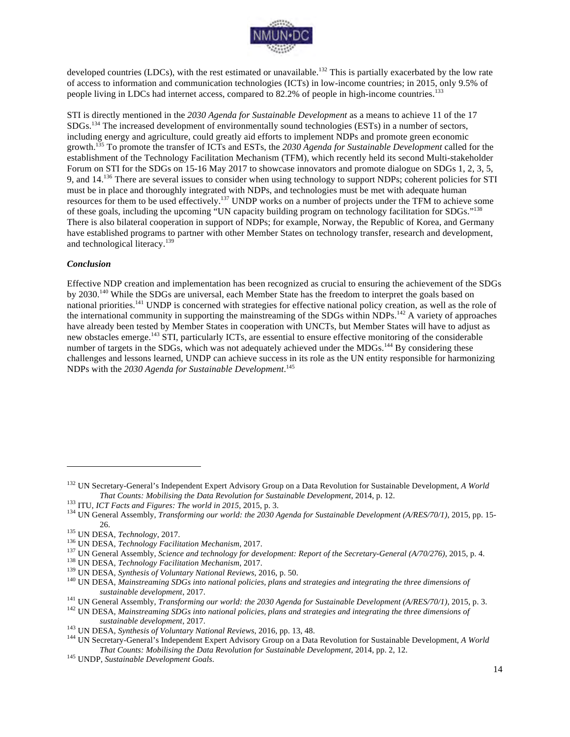developed countries (LDCs), with the rest estimated or unavailable.[132] This is partially exacerbated by the low rate of access to information and communication technologies (ICTs) in low-income countries; in 2015, only 9.5% of people living in LDCs had internet access, compared to 82.2% of people in high-income countries.[133]

STI is directly mentioned in the *2030 Agenda for Sustainable Development* as a means to achieve 11 of the 17 SDGs.[134] The increased development of environmentally sound technologies (ESTs) in a number of sectors, including energy and agriculture, could greatly aid efforts to implement NDPs and promote green economic growth.[135] To promote the transfer of ICTs and ESTs, the *2030 Agenda for Sustainable Development* called for the establishment of the Technology Facilitation Mechanism (TFM), which recently held its second Multi-stakeholder Forum on STI for the SDGs on 15-16 May 2017 to showcase innovators and promote dialogue on SDGs 1, 2, 3, 5, 9, and 14.[136] There are several issues to consider when using technology to support NDPs; coherent policies for STI must be in place and thoroughly integrated with NDPs, and technologies must be met with adequate human resources for them to be used effectively.[137] UNDP works on a number of projects under the TFM to achieve some of these goals, including the upcoming "UN capacity building program on technology facilitation for SDGs."[138] There is also bilateral cooperation in support of NDPs; for example, Norway, the Republic of Korea, and Germany have established programs to partner with other Member States on technology transfer, research and development, and technological literacy.[139]

***Conclusion***

Effective NDP creation and implementation has been recognized as crucial to ensuring the achievement of the SDGs by 2030.[140] While the SDGs are universal, each Member State has the freedom to interpret the goals based on national priorities.[141] UNDP is concerned with strategies for effective national policy creation, as well as the role of the international community in supporting the mainstreaming of the SDGs within NDPs.[142] A variety of approaches have already been tested by Member States in cooperation with UNCTs, but Member States will have to adjust as new obstacles emerge.[143] STI, particularly ICTs, are essential to ensure effective monitoring of the considerable number of targets in the SDGs, which was not adequately achieved under the MDGs.[144] By considering these challenges and lessons learned, UNDP can achieve success in its role as the UN entity responsible for harmonizing NDPs with the *2030 Agenda for Sustainable Development*.[145]

---

[132] UN Secretary-General's Independent Expert Advisory Group on a Data Revolution for Sustainable Development, *A World That Counts: Mobilising the Data Revolution for Sustainable Development*, 2014, p. 12.
[133] ITU, *ICT Facts and Figures: The world in 2015*, 2015, p. 3.
[134] UN General Assembly, *Transforming our world: the 2030 Agenda for Sustainable Development (A/RES/70/1)*, 2015, pp. 15-26.
[135] UN DESA, *Technology*, 2017.
[136] UN DESA, *Technology Facilitation Mechanism*, 2017.
[137] UN General Assembly, *Science and technology for development: Report of the Secretary-General (A/70/276)*, 2015, p. 4.
[138] UN DESA, *Technology Facilitation Mechanism*, 2017.
[139] UN DESA, *Synthesis of Voluntary National Reviews*, 2016, p. 50.
[140] UN DESA, *Mainstreaming SDGs into national policies, plans and strategies and integrating the three dimensions of sustainable development*, 2017.
[141] UN General Assembly, *Transforming our world: the 2030 Agenda for Sustainable Development (A/RES/70/1)*, 2015, p. 3.
[142] UN DESA, *Mainstreaming SDGs into national policies, plans and strategies and integrating the three dimensions of sustainable development*, 2017.
[143] UN DESA, *Synthesis of Voluntary National Reviews*, 2016, pp. 13, 48.
[144] UN Secretary-General's Independent Expert Advisory Group on a Data Revolution for Sustainable Development, *A World That Counts: Mobilising the Data Revolution for Sustainable Development*, 2014, pp. 2, 12.
[145] UNDP, *Sustainable Development Goals*.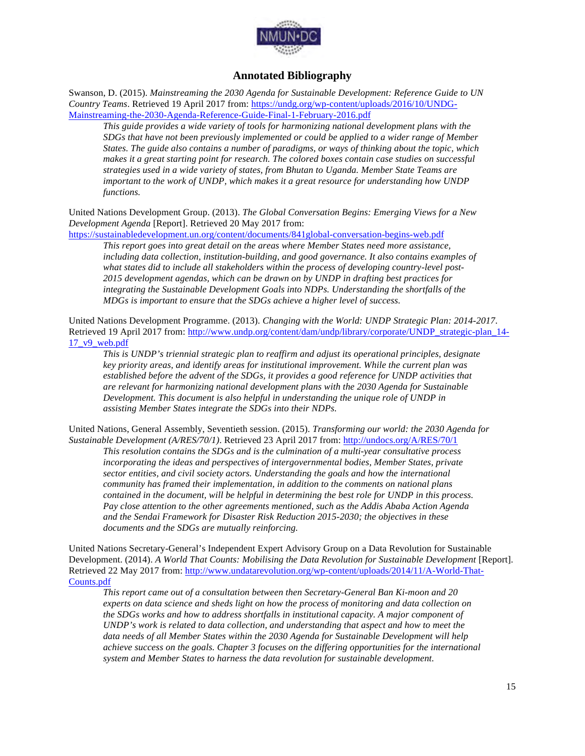## Annotated Bibliography

Swanson, D. (2015). *Mainstreaming the 2030 Agenda for Sustainable Development: Reference Guide to UN Country Teams*. Retrieved 19 April 2017 from: https://undg.org/wp-content/uploads/2016/10/UNDG-Mainstreaming-the-2030-Agenda-Reference-Guide-Final-1-February-2016.pdf

> *This guide provides a wide variety of tools for harmonizing national development plans with the SDGs that have not been previously implemented or could be applied to a wider range of Member States. The guide also contains a number of paradigms, or ways of thinking about the topic, which makes it a great starting point for research. The colored boxes contain case studies on successful strategies used in a wide variety of states, from Bhutan to Uganda. Member State Teams are important to the work of UNDP, which makes it a great resource for understanding how UNDP functions.*

United Nations Development Group. (2013). *The Global Conversation Begins: Emerging Views for a New Development Agenda* [Report]. Retrieved 20 May 2017 from: https://sustainabledevelopment.un.org/content/documents/841global-conversation-begins-web.pdf

> *This report goes into great detail on the areas where Member States need more assistance, including data collection, institution-building, and good governance. It also contains examples of what states did to include all stakeholders within the process of developing country-level post-2015 development agendas, which can be drawn on by UNDP in drafting best practices for integrating the Sustainable Development Goals into NDPs. Understanding the shortfalls of the MDGs is important to ensure that the SDGs achieve a higher level of success.*

United Nations Development Programme. (2013). *Changing with the World: UNDP Strategic Plan: 2014-2017*. Retrieved 19 April 2017 from: http://www.undp.org/content/dam/undp/library/corporate/UNDP_strategic-plan_14-17_v9_web.pdf

> *This is UNDP's triennial strategic plan to reaffirm and adjust its operational principles, designate key priority areas, and identify areas for institutional improvement. While the current plan was established before the advent of the SDGs, it provides a good reference for UNDP activities that are relevant for harmonizing national development plans with the 2030 Agenda for Sustainable Development. This document is also helpful in understanding the unique role of UNDP in assisting Member States integrate the SDGs into their NDPs.*

United Nations, General Assembly, Seventieth session. (2015). *Transforming our world: the 2030 Agenda for Sustainable Development (A/RES/70/1)*. Retrieved 23 April 2017 from: http://undocs.org/A/RES/70/1

> *This resolution contains the SDGs and is the culmination of a multi-year consultative process incorporating the ideas and perspectives of intergovernmental bodies, Member States, private sector entities, and civil society actors. Understanding the goals and how the international community has framed their implementation, in addition to the comments on national plans contained in the document, will be helpful in determining the best role for UNDP in this process. Pay close attention to the other agreements mentioned, such as the Addis Ababa Action Agenda and the Sendai Framework for Disaster Risk Reduction 2015-2030; the objectives in these documents and the SDGs are mutually reinforcing.*

United Nations Secretary-General's Independent Expert Advisory Group on a Data Revolution for Sustainable Development. (2014). *A World That Counts: Mobilising the Data Revolution for Sustainable Development* [Report]. Retrieved 22 May 2017 from: http://www.undatarevolution.org/wp-content/uploads/2014/11/A-World-That-Counts.pdf

> *This report came out of a consultation between then Secretary-General Ban Ki-moon and 20 experts on data science and sheds light on how the process of monitoring and data collection on the SDGs works and how to address shortfalls in institutional capacity. A major component of UNDP's work is related to data collection, and understanding that aspect and how to meet the data needs of all Member States within the 2030 Agenda for Sustainable Development will help achieve success on the goals. Chapter 3 focuses on the differing opportunities for the international system and Member States to harness the data revolution for sustainable development.*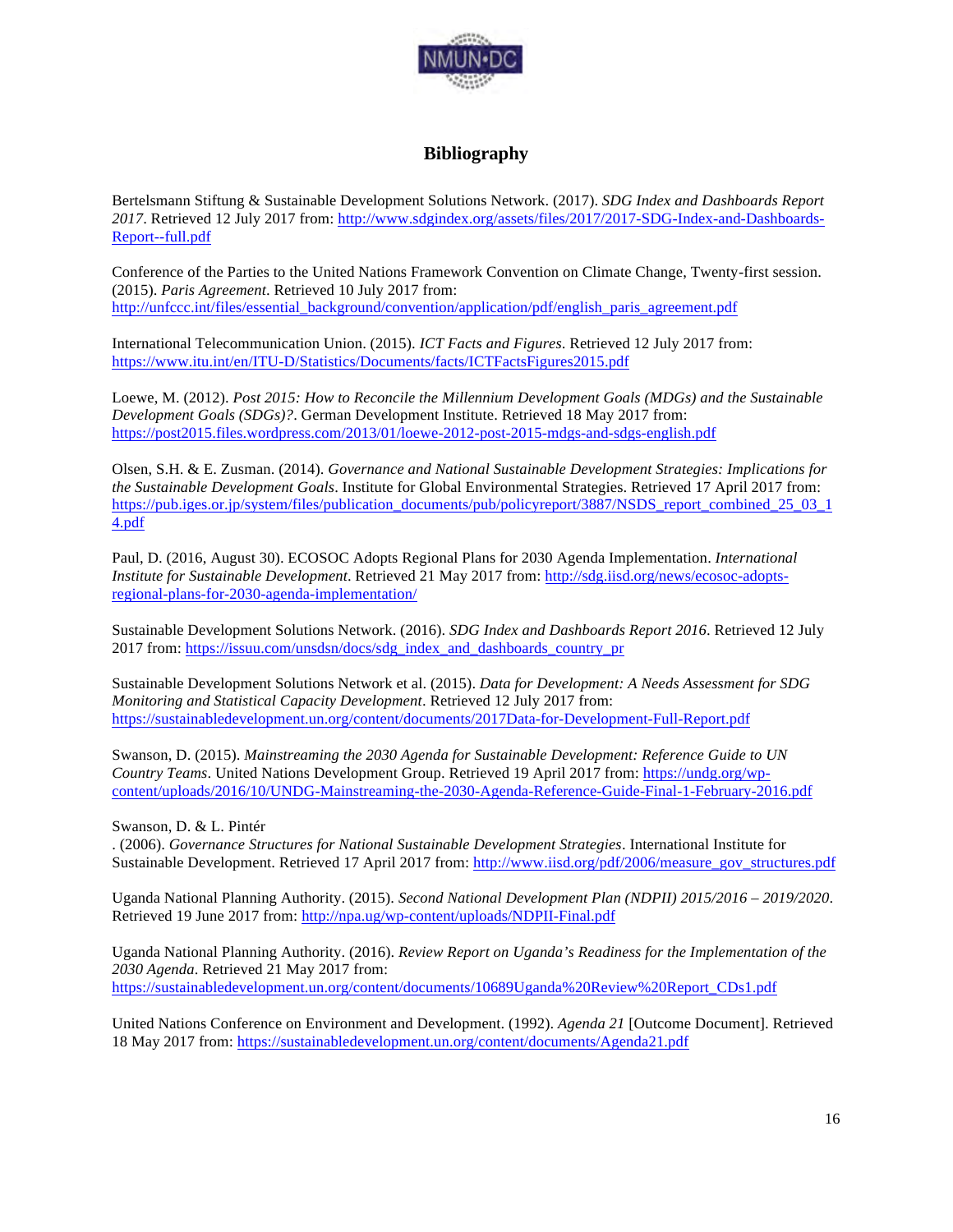## Bibliography

Bertelsmann Stiftung & Sustainable Development Solutions Network. (2017). *SDG Index and Dashboards Report 2017*. Retrieved 12 July 2017 from: http://www.sdgindex.org/assets/files/2017/2017-SDG-Index-and-Dashboards-Report--full.pdf

Conference of the Parties to the United Nations Framework Convention on Climate Change, Twenty-first session. (2015). *Paris Agreement*. Retrieved 10 July 2017 from: http://unfccc.int/files/essential_background/convention/application/pdf/english_paris_agreement.pdf

International Telecommunication Union. (2015). *ICT Facts and Figures*. Retrieved 12 July 2017 from: https://www.itu.int/en/ITU-D/Statistics/Documents/facts/ICTFactsFigures2015.pdf

Loewe, M. (2012). *Post 2015: How to Reconcile the Millennium Development Goals (MDGs) and the Sustainable Development Goals (SDGs)?*. German Development Institute. Retrieved 18 May 2017 from: https://post2015.files.wordpress.com/2013/01/loewe-2012-post-2015-mdgs-and-sdgs-english.pdf

Olsen, S.H. & E. Zusman. (2014). *Governance and National Sustainable Development Strategies: Implications for the Sustainable Development Goals*. Institute for Global Environmental Strategies. Retrieved 17 April 2017 from: https://pub.iges.or.jp/system/files/publication_documents/pub/policyreport/3887/NSDS_report_combined_25_03_14.pdf

Paul, D. (2016, August 30). ECOSOC Adopts Regional Plans for 2030 Agenda Implementation. *International Institute for Sustainable Development*. Retrieved 21 May 2017 from: http://sdg.iisd.org/news/ecosoc-adopts-regional-plans-for-2030-agenda-implementation/

Sustainable Development Solutions Network. (2016). *SDG Index and Dashboards Report 2016*. Retrieved 12 July 2017 from: https://issuu.com/unsdsn/docs/sdg_index_and_dashboards_country_pr

Sustainable Development Solutions Network et al. (2015). *Data for Development: A Needs Assessment for SDG Monitoring and Statistical Capacity Development*. Retrieved 12 July 2017 from: https://sustainabledevelopment.un.org/content/documents/2017Data-for-Development-Full-Report.pdf

Swanson, D. (2015). *Mainstreaming the 2030 Agenda for Sustainable Development: Reference Guide to UN Country Teams*. United Nations Development Group. Retrieved 19 April 2017 from: https://undg.org/wp-content/uploads/2016/10/UNDG-Mainstreaming-the-2030-Agenda-Reference-Guide-Final-1-February-2016.pdf

Swanson, D. & L. Pintér
. (2006). *Governance Structures for National Sustainable Development Strategies*. International Institute for Sustainable Development. Retrieved 17 April 2017 from: http://www.iisd.org/pdf/2006/measure_gov_structures.pdf

Uganda National Planning Authority. (2015). *Second National Development Plan (NDPII) 2015/2016 – 2019/2020*. Retrieved 19 June 2017 from: http://npa.ug/wp-content/uploads/NDPII-Final.pdf

Uganda National Planning Authority. (2016). *Review Report on Uganda's Readiness for the Implementation of the 2030 Agenda*. Retrieved 21 May 2017 from: https://sustainabledevelopment.un.org/content/documents/10689Uganda%20Review%20Report_CDs1.pdf

United Nations Conference on Environment and Development. (1992). *Agenda 21* [Outcome Document]. Retrieved 18 May 2017 from: https://sustainabledevelopment.un.org/content/documents/Agenda21.pdf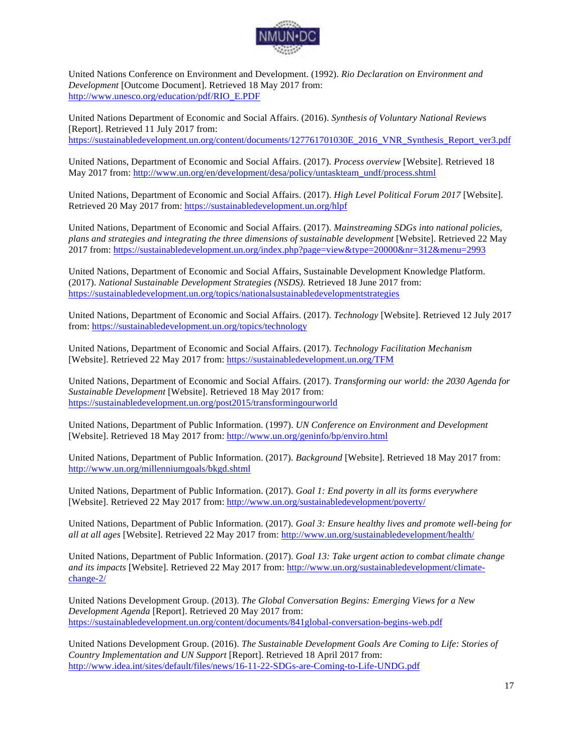United Nations Conference on Environment and Development. (1992). *Rio Declaration on Environment and Development* [Outcome Document]. Retrieved 18 May 2017 from: http://www.unesco.org/education/pdf/RIO_E.PDF

United Nations Department of Economic and Social Affairs. (2016). *Synthesis of Voluntary National Reviews* [Report]. Retrieved 11 July 2017 from: https://sustainabledevelopment.un.org/content/documents/127761701030E_2016_VNR_Synthesis_Report_ver3.pdf

United Nations, Department of Economic and Social Affairs. (2017). *Process overview* [Website]. Retrieved 18 May 2017 from: http://www.un.org/en/development/desa/policy/untaskteam_undf/process.shtml

United Nations, Department of Economic and Social Affairs. (2017). *High Level Political Forum 2017* [Website]. Retrieved 20 May 2017 from: https://sustainabledevelopment.un.org/hlpf

United Nations, Department of Economic and Social Affairs. (2017). *Mainstreaming SDGs into national policies, plans and strategies and integrating the three dimensions of sustainable development* [Website]. Retrieved 22 May 2017 from: https://sustainabledevelopment.un.org/index.php?page=view&type=20000&nr=312&menu=2993

United Nations, Department of Economic and Social Affairs, Sustainable Development Knowledge Platform. (2017). *National Sustainable Development Strategies (NSDS).* Retrieved 18 June 2017 from: https://sustainabledevelopment.un.org/topics/nationalsustainabledevelopmentstrategies

United Nations, Department of Economic and Social Affairs. (2017). *Technology* [Website]. Retrieved 12 July 2017 from: https://sustainabledevelopment.un.org/topics/technology

United Nations, Department of Economic and Social Affairs. (2017). *Technology Facilitation Mechanism* [Website]. Retrieved 22 May 2017 from: https://sustainabledevelopment.un.org/TFM

United Nations, Department of Economic and Social Affairs. (2017). *Transforming our world: the 2030 Agenda for Sustainable Development* [Website]. Retrieved 18 May 2017 from: https://sustainabledevelopment.un.org/post2015/transformingourworld

United Nations, Department of Public Information. (1997). *UN Conference on Environment and Development* [Website]. Retrieved 18 May 2017 from: http://www.un.org/geninfo/bp/enviro.html

United Nations, Department of Public Information. (2017). *Background* [Website]. Retrieved 18 May 2017 from: http://www.un.org/millenniumgoals/bkgd.shtml

United Nations, Department of Public Information. (2017). *Goal 1: End poverty in all its forms everywhere* [Website]. Retrieved 22 May 2017 from: http://www.un.org/sustainabledevelopment/poverty/

United Nations, Department of Public Information. (2017). *Goal 3: Ensure healthy lives and promote well-being for all at all ages* [Website]. Retrieved 22 May 2017 from: http://www.un.org/sustainabledevelopment/health/

United Nations, Department of Public Information. (2017). *Goal 13: Take urgent action to combat climate change and its impacts* [Website]. Retrieved 22 May 2017 from: http://www.un.org/sustainabledevelopment/climate-change-2/

United Nations Development Group. (2013). *The Global Conversation Begins: Emerging Views for a New Development Agenda* [Report]. Retrieved 20 May 2017 from: https://sustainabledevelopment.un.org/content/documents/841global-conversation-begins-web.pdf

United Nations Development Group. (2016). *The Sustainable Development Goals Are Coming to Life: Stories of Country Implementation and UN Support* [Report]. Retrieved 18 April 2017 from: http://www.idea.int/sites/default/files/news/16-11-22-SDGs-are-Coming-to-Life-UNDG.pdf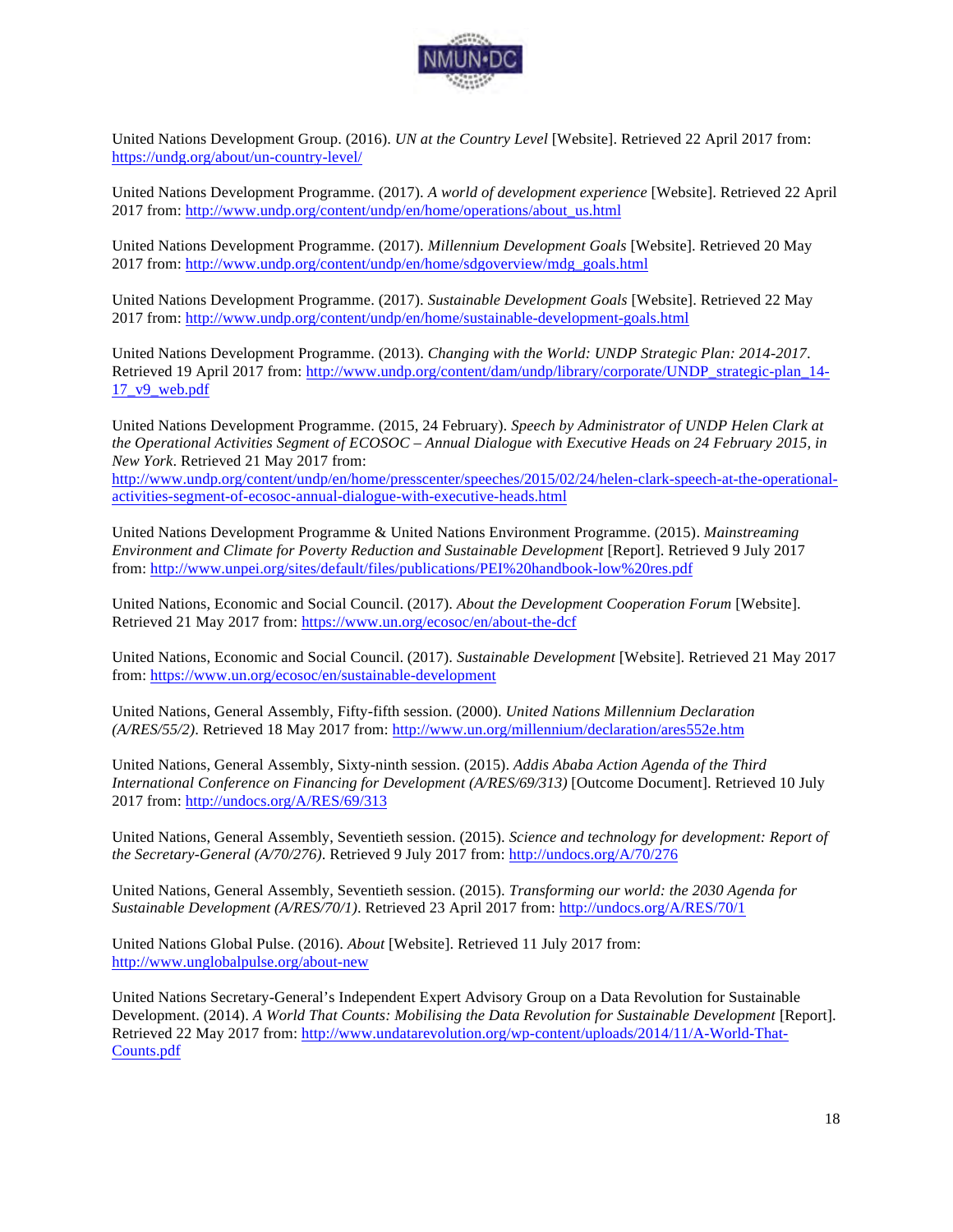United Nations Development Group. (2016). *UN at the Country Level* [Website]. Retrieved 22 April 2017 from: https://undg.org/about/un-country-level/

United Nations Development Programme. (2017). *A world of development experience* [Website]. Retrieved 22 April 2017 from: http://www.undp.org/content/undp/en/home/operations/about_us.html

United Nations Development Programme. (2017). *Millennium Development Goals* [Website]. Retrieved 20 May 2017 from: http://www.undp.org/content/undp/en/home/sdgoverview/mdg_goals.html

United Nations Development Programme. (2017). *Sustainable Development Goals* [Website]. Retrieved 22 May 2017 from: http://www.undp.org/content/undp/en/home/sustainable-development-goals.html

United Nations Development Programme. (2013). *Changing with the World: UNDP Strategic Plan: 2014-2017*. Retrieved 19 April 2017 from: http://www.undp.org/content/dam/undp/library/corporate/UNDP_strategic-plan_14-17_v9_web.pdf

United Nations Development Programme. (2015, 24 February). *Speech by Administrator of UNDP Helen Clark at the Operational Activities Segment of ECOSOC – Annual Dialogue with Executive Heads on 24 February 2015, in New York*. Retrieved 21 May 2017 from: http://www.undp.org/content/undp/en/home/presscenter/speeches/2015/02/24/helen-clark-speech-at-the-operational-activities-segment-of-ecosoc-annual-dialogue-with-executive-heads.html

United Nations Development Programme & United Nations Environment Programme. (2015). *Mainstreaming Environment and Climate for Poverty Reduction and Sustainable Development* [Report]. Retrieved 9 July 2017 from: http://www.unpei.org/sites/default/files/publications/PEI%20handbook-low%20res.pdf

United Nations, Economic and Social Council. (2017). *About the Development Cooperation Forum* [Website]. Retrieved 21 May 2017 from: https://www.un.org/ecosoc/en/about-the-dcf

United Nations, Economic and Social Council. (2017). *Sustainable Development* [Website]. Retrieved 21 May 2017 from: https://www.un.org/ecosoc/en/sustainable-development

United Nations, General Assembly, Fifty-fifth session. (2000). *United Nations Millennium Declaration (A/RES/55/2)*. Retrieved 18 May 2017 from: http://www.un.org/millennium/declaration/ares552e.htm

United Nations, General Assembly, Sixty-ninth session. (2015). *Addis Ababa Action Agenda of the Third International Conference on Financing for Development (A/RES/69/313)* [Outcome Document]. Retrieved 10 July 2017 from: http://undocs.org/A/RES/69/313

United Nations, General Assembly, Seventieth session. (2015). *Science and technology for development: Report of the Secretary-General (A/70/276)*. Retrieved 9 July 2017 from: http://undocs.org/A/70/276

United Nations, General Assembly, Seventieth session. (2015). *Transforming our world: the 2030 Agenda for Sustainable Development (A/RES/70/1)*. Retrieved 23 April 2017 from: http://undocs.org/A/RES/70/1

United Nations Global Pulse. (2016). *About* [Website]. Retrieved 11 July 2017 from: http://www.unglobalpulse.org/about-new

United Nations Secretary-General's Independent Expert Advisory Group on a Data Revolution for Sustainable Development. (2014). *A World That Counts: Mobilising the Data Revolution for Sustainable Development* [Report]. Retrieved 22 May 2017 from: http://www.undatarevolution.org/wp-content/uploads/2014/11/A-World-That-Counts.pdf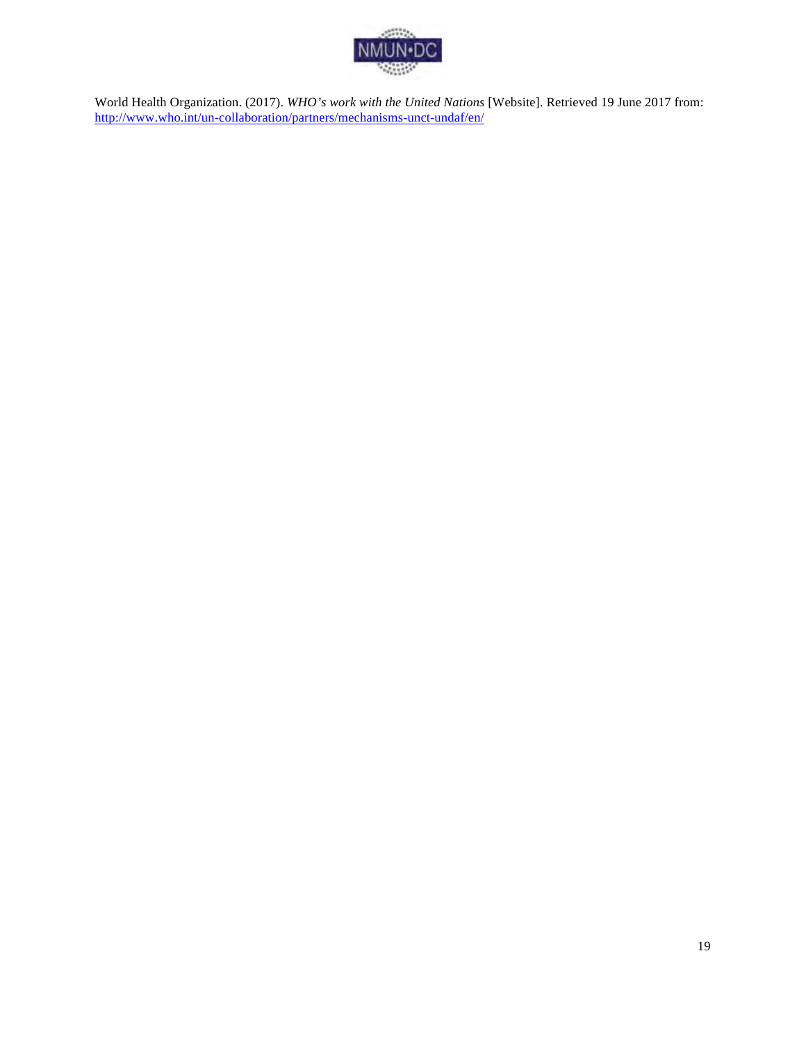World Health Organization. (2017). *WHO's work with the United Nations* [Website]. Retrieved 19 June 2017 from: http://www.who.int/un-collaboration/partners/mechanisms-unct-undaf/en/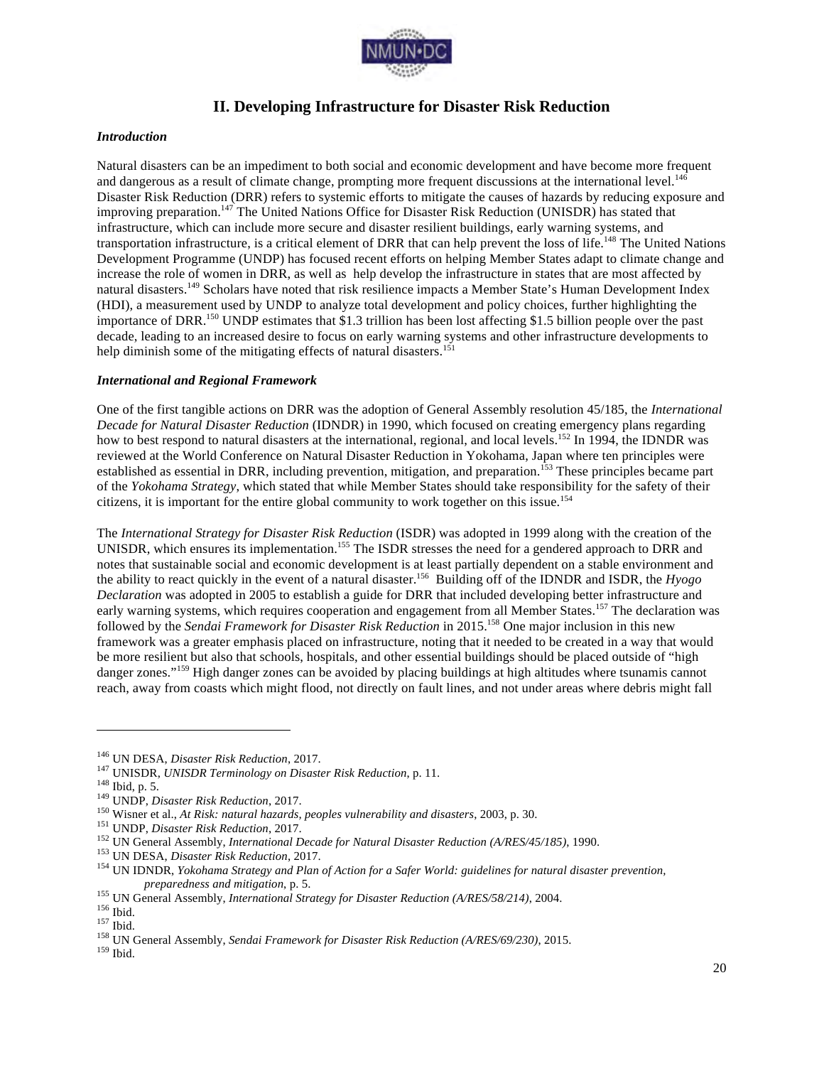## II. Developing Infrastructure for Disaster Risk Reduction

### *Introduction*

Natural disasters can be an impediment to both social and economic development and have become more frequent and dangerous as a result of climate change, prompting more frequent discussions at the international level.[146] Disaster Risk Reduction (DRR) refers to systemic efforts to mitigate the causes of hazards by reducing exposure and improving preparation.[147] The United Nations Office for Disaster Risk Reduction (UNISDR) has stated that infrastructure, which can include more secure and disaster resilient buildings, early warning systems, and transportation infrastructure, is a critical element of DRR that can help prevent the loss of life.[148] The United Nations Development Programme (UNDP) has focused recent efforts on helping Member States adapt to climate change and increase the role of women in DRR, as well as help develop the infrastructure in states that are most affected by natural disasters.[149] Scholars have noted that risk resilience impacts a Member State's Human Development Index (HDI), a measurement used by UNDP to analyze total development and policy choices, further highlighting the importance of DRR.[150] UNDP estimates that $1.3 trillion has been lost affecting $1.5 billion people over the past decade, leading to an increased desire to focus on early warning systems and other infrastructure developments to help diminish some of the mitigating effects of natural disasters.[151]

### *International and Regional Framework*

One of the first tangible actions on DRR was the adoption of General Assembly resolution 45/185, the *International Decade for Natural Disaster Reduction* (IDNDR) in 1990, which focused on creating emergency plans regarding how to best respond to natural disasters at the international, regional, and local levels.[152] In 1994, the IDNDR was reviewed at the World Conference on Natural Disaster Reduction in Yokohama, Japan where ten principles were established as essential in DRR, including prevention, mitigation, and preparation.[153] These principles became part of the *Yokohama Strategy*, which stated that while Member States should take responsibility for the safety of their citizens, it is important for the entire global community to work together on this issue.[154]

The *International Strategy for Disaster Risk Reduction* (ISDR) was adopted in 1999 along with the creation of the UNISDR, which ensures its implementation.[155] The ISDR stresses the need for a gendered approach to DRR and notes that sustainable social and economic development is at least partially dependent on a stable environment and the ability to react quickly in the event of a natural disaster.[156] Building off of the IDNDR and ISDR, the *Hyogo Declaration* was adopted in 2005 to establish a guide for DRR that included developing better infrastructure and early warning systems, which requires cooperation and engagement from all Member States.[157] The declaration was followed by the *Sendai Framework for Disaster Risk Reduction* in 2015.[158] One major inclusion in this new framework was a greater emphasis placed on infrastructure, noting that it needed to be created in a way that would be more resilient but also that schools, hospitals, and other essential buildings should be placed outside of "high danger zones."[159] High danger zones can be avoided by placing buildings at high altitudes where tsunamis cannot reach, away from coasts which might flood, not directly on fault lines, and not under areas where debris might fall

---

[146] UN DESA, *Disaster Risk Reduction*, 2017.
[147] UNISDR, *UNISDR Terminology on Disaster Risk Reduction*, p. 11.
[148] Ibid, p. 5.
[149] UNDP, *Disaster Risk Reduction*, 2017.
[150] Wisner et al., *At Risk: natural hazards, peoples vulnerability and disasters*, 2003, p. 30.
[151] UNDP, *Disaster Risk Reduction*, 2017.
[152] UN General Assembly, *International Decade for Natural Disaster Reduction (A/RES/45/185)*, 1990.
[153] UN DESA, *Disaster Risk Reduction*, 2017.
[154] UN IDNDR, *Yokohama Strategy and Plan of Action for a Safer World: guidelines for natural disaster prevention, preparedness and mitigation*, p. 5.
[155] UN General Assembly, *International Strategy for Disaster Reduction (A/RES/58/214)*, 2004.
[156] Ibid.
[157] Ibid.
[158] UN General Assembly, *Sendai Framework for Disaster Risk Reduction (A/RES/69/230)*, 2015.
[159] Ibid.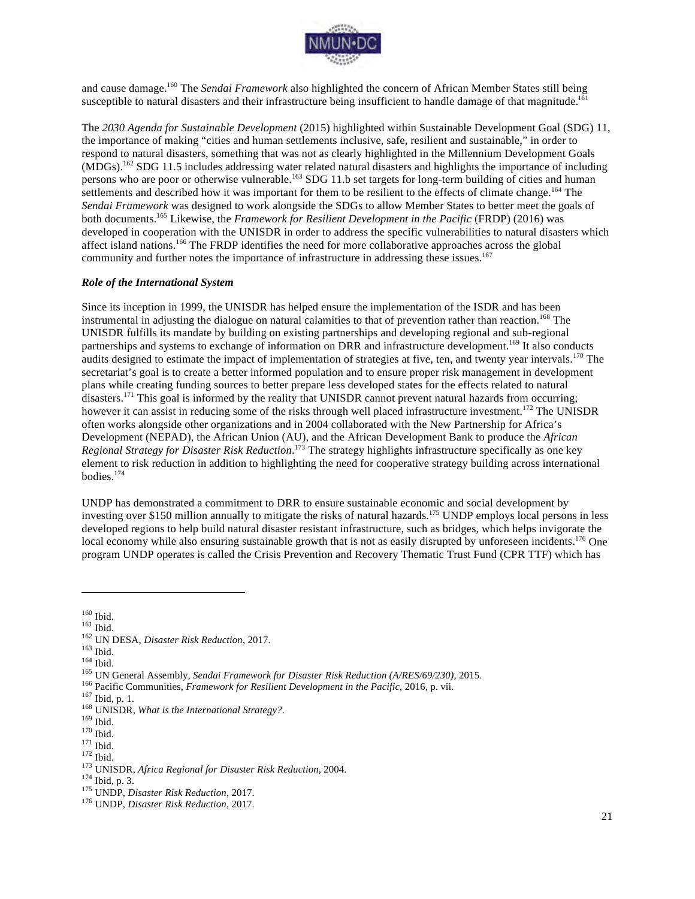and cause damage.[160] The *Sendai Framework* also highlighted the concern of African Member States still being susceptible to natural disasters and their infrastructure being insufficient to handle damage of that magnitude.[161]

The *2030 Agenda for Sustainable Development* (2015) highlighted within Sustainable Development Goal (SDG) 11, the importance of making "cities and human settlements inclusive, safe, resilient and sustainable," in order to respond to natural disasters, something that was not as clearly highlighted in the Millennium Development Goals (MDGs).[162] SDG 11.5 includes addressing water related natural disasters and highlights the importance of including persons who are poor or otherwise vulnerable.[163] SDG 11.b set targets for long-term building of cities and human settlements and described how it was important for them to be resilient to the effects of climate change.[164] The *Sendai Framework* was designed to work alongside the SDGs to allow Member States to better meet the goals of both documents.[165] Likewise, the *Framework for Resilient Development in the Pacific* (FRDP) (2016) was developed in cooperation with the UNISDR in order to address the specific vulnerabilities to natural disasters which affect island nations.[166] The FRDP identifies the need for more collaborative approaches across the global community and further notes the importance of infrastructure in addressing these issues.[167]

***Role of the International System***

Since its inception in 1999, the UNISDR has helped ensure the implementation of the ISDR and has been instrumental in adjusting the dialogue on natural calamities to that of prevention rather than reaction.[168] The UNISDR fulfills its mandate by building on existing partnerships and developing regional and sub-regional partnerships and systems to exchange of information on DRR and infrastructure development.[169] It also conducts audits designed to estimate the impact of implementation of strategies at five, ten, and twenty year intervals.[170] The secretariat's goal is to create a better informed population and to ensure proper risk management in development plans while creating funding sources to better prepare less developed states for the effects related to natural disasters.[171] This goal is informed by the reality that UNISDR cannot prevent natural hazards from occurring; however it can assist in reducing some of the risks through well placed infrastructure investment.[172] The UNISDR often works alongside other organizations and in 2004 collaborated with the New Partnership for Africa's Development (NEPAD), the African Union (AU), and the African Development Bank to produce the *African Regional Strategy for Disaster Risk Reduction*.[173] The strategy highlights infrastructure specifically as one key element to risk reduction in addition to highlighting the need for cooperative strategy building across international bodies.[174]

UNDP has demonstrated a commitment to DRR to ensure sustainable economic and social development by investing over $150 million annually to mitigate the risks of natural hazards.[175] UNDP employs local persons in less developed regions to help build natural disaster resistant infrastructure, such as bridges, which helps invigorate the local economy while also ensuring sustainable growth that is not as easily disrupted by unforeseen incidents.[176] One program UNDP operates is called the Crisis Prevention and Recovery Thematic Trust Fund (CPR TTF) which has

---

[160] Ibid.
[161] Ibid.
[162] UN DESA, *Disaster Risk Reduction*, 2017.
[163] Ibid.
[164] Ibid.
[165] UN General Assembly, *Sendai Framework for Disaster Risk Reduction (A/RES/69/230)*, 2015.
[166] Pacific Communities, *Framework for Resilient Development in the Pacific*, 2016, p. vii.
[167] Ibid, p. 1.
[168] UNISDR, *What is the International Strategy?*.
[169] Ibid.
[170] Ibid.
[171] Ibid.
[172] Ibid.
[173] UNISDR, *Africa Regional for Disaster Risk Reduction*, 2004.
[174] Ibid, p. 3.
[175] UNDP, *Disaster Risk Reduction*, 2017.
[176] UNDP, *Disaster Risk Reduction*, 2017.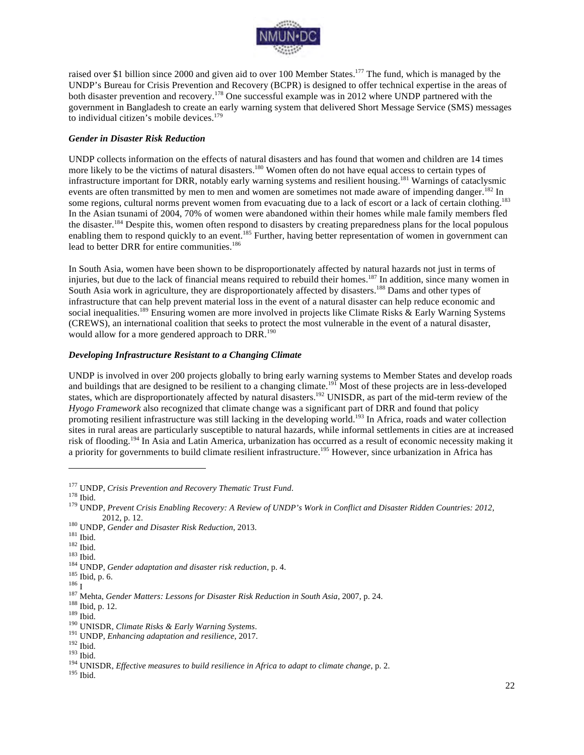raised over $1 billion since 2000 and given aid to over 100 Member States.[177] The fund, which is managed by the UNDP's Bureau for Crisis Prevention and Recovery (BCPR) is designed to offer technical expertise in the areas of both disaster prevention and recovery.[178] One successful example was in 2012 where UNDP partnered with the government in Bangladesh to create an early warning system that delivered Short Message Service (SMS) messages to individual citizen's mobile devices.[179]

### *Gender in Disaster Risk Reduction*

UNDP collects information on the effects of natural disasters and has found that women and children are 14 times more likely to be the victims of natural disasters.[180] Women often do not have equal access to certain types of infrastructure important for DRR, notably early warning systems and resilient housing.[181] Warnings of cataclysmic events are often transmitted by men to men and women are sometimes not made aware of impending danger.[182] In some regions, cultural norms prevent women from evacuating due to a lack of escort or a lack of certain clothing.[183] In the Asian tsunami of 2004, 70% of women were abandoned within their homes while male family members fled the disaster.[184] Despite this, women often respond to disasters by creating preparedness plans for the local populous enabling them to respond quickly to an event.[185] Further, having better representation of women in government can lead to better DRR for entire communities.[186]

In South Asia, women have been shown to be disproportionately affected by natural hazards not just in terms of injuries, but due to the lack of financial means required to rebuild their homes.[187] In addition, since many women in South Asia work in agriculture, they are disproportionately affected by disasters.[188] Dams and other types of infrastructure that can help prevent material loss in the event of a natural disaster can help reduce economic and social inequalities.[189] Ensuring women are more involved in projects like Climate Risks & Early Warning Systems (CREWS), an international coalition that seeks to protect the most vulnerable in the event of a natural disaster, would allow for a more gendered approach to DRR.[190]

### *Developing Infrastructure Resistant to a Changing Climate*

UNDP is involved in over 200 projects globally to bring early warning systems to Member States and develop roads and buildings that are designed to be resilient to a changing climate.[191] Most of these projects are in less-developed states, which are disproportionately affected by natural disasters.[192] UNISDR, as part of the mid-term review of the *Hyogo Framework* also recognized that climate change was a significant part of DRR and found that policy promoting resilient infrastructure was still lacking in the developing world.[193] In Africa, roads and water collection sites in rural areas are particularly susceptible to natural hazards, while informal settlements in cities are at increased risk of flooding.[194] In Asia and Latin America, urbanization has occurred as a result of economic necessity making it a priority for governments to build climate resilient infrastructure.[195] However, since urbanization in Africa has

---

[177] UNDP, *Crisis Prevention and Recovery Thematic Trust Fund*.
[178] Ibid.
[179] UNDP, *Prevent Crisis Enabling Recovery: A Review of UNDP's Work in Conflict and Disaster Ridden Countries: 2012*, 2012, p. 12.
[180] UNDP, *Gender and Disaster Risk Reduction*, 2013.
[181] Ibid.
[182] Ibid.
[183] Ibid.
[184] UNDP, *Gender adaptation and disaster risk reduction*, p. 4.
[185] Ibid, p. 6.
[186] I
[187] Mehta, *Gender Matters: Lessons for Disaster Risk Reduction in South Asia*, 2007, p. 24.
[188] Ibid, p. 12.
[189] Ibid.
[190] UNISDR, *Climate Risks & Early Warning Systems*.
[191] UNDP, *Enhancing adaptation and resilience*, 2017.
[192] Ibid.
[193] Ibid.
[194] UNISDR, *Effective measures to build resilience in Africa to adapt to climate change*, p. 2.
[195] Ibid.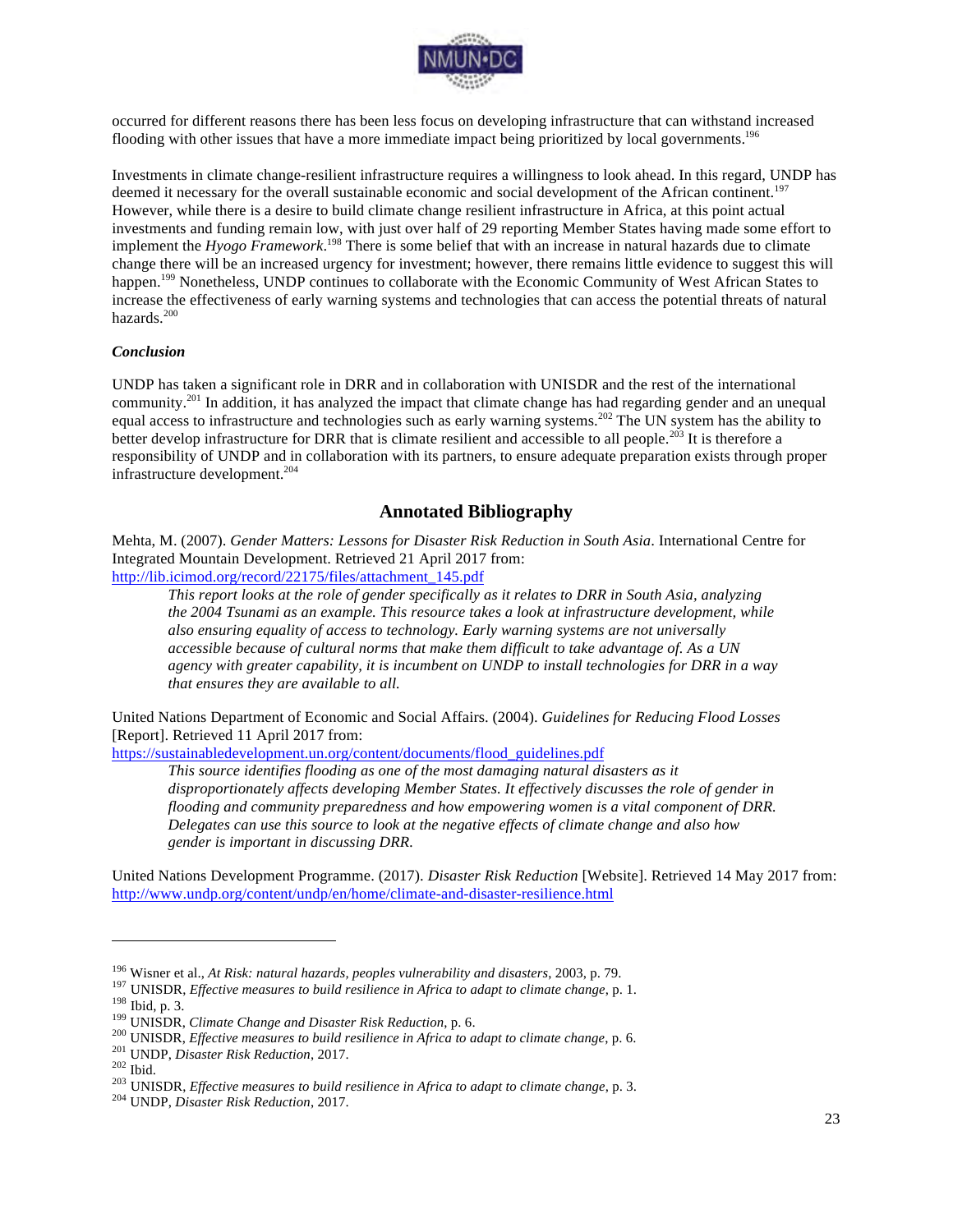occurred for different reasons there has been less focus on developing infrastructure that can withstand increased flooding with other issues that have a more immediate impact being prioritized by local governments.[196]

Investments in climate change-resilient infrastructure requires a willingness to look ahead. In this regard, UNDP has deemed it necessary for the overall sustainable economic and social development of the African continent.[197] However, while there is a desire to build climate change resilient infrastructure in Africa, at this point actual investments and funding remain low, with just over half of 29 reporting Member States having made some effort to implement the *Hyogo Framework*.[198] There is some belief that with an increase in natural hazards due to climate change there will be an increased urgency for investment; however, there remains little evidence to suggest this will happen.[199] Nonetheless, UNDP continues to collaborate with the Economic Community of West African States to increase the effectiveness of early warning systems and technologies that can access the potential threats of natural hazards.[200]

### *Conclusion*

UNDP has taken a significant role in DRR and in collaboration with UNISDR and the rest of the international community.[201] In addition, it has analyzed the impact that climate change has had regarding gender and an unequal equal access to infrastructure and technologies such as early warning systems.[202] The UN system has the ability to better develop infrastructure for DRR that is climate resilient and accessible to all people.[203] It is therefore a responsibility of UNDP and in collaboration with its partners, to ensure adequate preparation exists through proper infrastructure development.[204]

## Annotated Bibliography

Mehta, M. (2007). *Gender Matters: Lessons for Disaster Risk Reduction in South Asia*. International Centre for Integrated Mountain Development. Retrieved 21 April 2017 from: http://lib.icimod.org/record/22175/files/attachment_145.pdf

> *This report looks at the role of gender specifically as it relates to DRR in South Asia, analyzing the 2004 Tsunami as an example. This resource takes a look at infrastructure development, while also ensuring equality of access to technology. Early warning systems are not universally accessible because of cultural norms that make them difficult to take advantage of. As a UN agency with greater capability, it is incumbent on UNDP to install technologies for DRR in a way that ensures they are available to all.*

United Nations Department of Economic and Social Affairs. (2004). *Guidelines for Reducing Flood Losses* [Report]. Retrieved 11 April 2017 from: https://sustainabledevelopment.un.org/content/documents/flood_guidelines.pdf

> *This source identifies flooding as one of the most damaging natural disasters as it disproportionately affects developing Member States. It effectively discusses the role of gender in flooding and community preparedness and how empowering women is a vital component of DRR. Delegates can use this source to look at the negative effects of climate change and also how gender is important in discussing DRR.*

United Nations Development Programme. (2017). *Disaster Risk Reduction* [Website]. Retrieved 14 May 2017 from: http://www.undp.org/content/undp/en/home/climate-and-disaster-resilience.html

---

[196] Wisner et al., *At Risk: natural hazards, peoples vulnerability and disasters*, 2003, p. 79.
[197] UNISDR, *Effective measures to build resilience in Africa to adapt to climate change*, p. 1.
[198] Ibid, p. 3.
[199] UNISDR, *Climate Change and Disaster Risk Reduction*, p. 6.
[200] UNISDR, *Effective measures to build resilience in Africa to adapt to climate change*, p. 6.
[201] UNDP, *Disaster Risk Reduction*, 2017.
[202] Ibid.
[203] UNISDR, *Effective measures to build resilience in Africa to adapt to climate change*, p. 3.
[204] UNDP, *Disaster Risk Reduction*, 2017.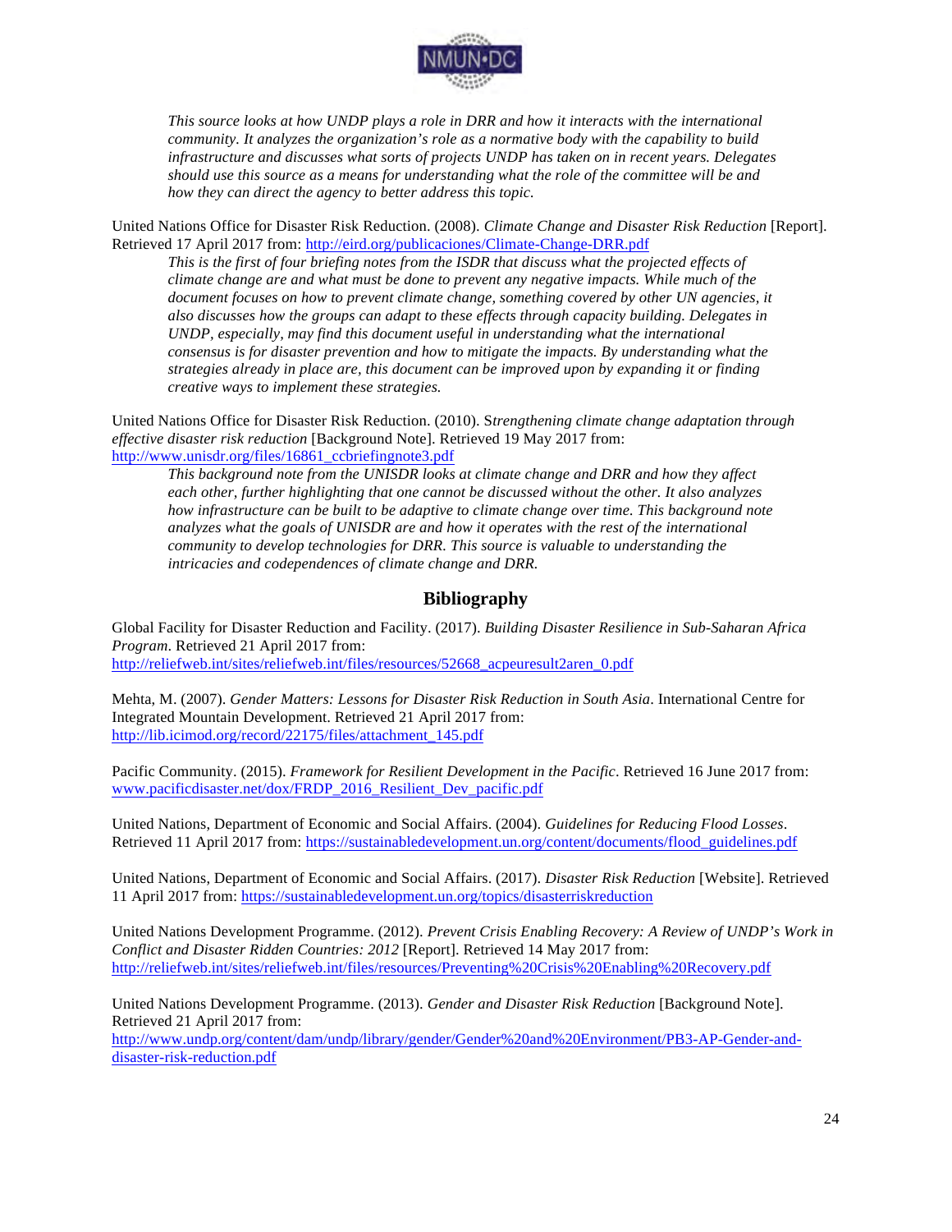*This source looks at how UNDP plays a role in DRR and how it interacts with the international community. It analyzes the organization's role as a normative body with the capability to build infrastructure and discusses what sorts of projects UNDP has taken on in recent years. Delegates should use this source as a means for understanding what the role of the committee will be and how they can direct the agency to better address this topic.*

United Nations Office for Disaster Risk Reduction. (2008). *Climate Change and Disaster Risk Reduction* [Report]. Retrieved 17 April 2017 from: http://eird.org/publicaciones/Climate-Change-DRR.pdf

*This is the first of four briefing notes from the ISDR that discuss what the projected effects of climate change are and what must be done to prevent any negative impacts. While much of the document focuses on how to prevent climate change, something covered by other UN agencies, it also discusses how the groups can adapt to these effects through capacity building. Delegates in UNDP, especially, may find this document useful in understanding what the international consensus is for disaster prevention and how to mitigate the impacts. By understanding what the strategies already in place are, this document can be improved upon by expanding it or finding creative ways to implement these strategies.*

United Nations Office for Disaster Risk Reduction. (2010). S*trengthening climate change adaptation through effective disaster risk reduction* [Background Note]. Retrieved 19 May 2017 from: http://www.unisdr.org/files/16861_ccbriefingnote3.pdf

*This background note from the UNISDR looks at climate change and DRR and how they affect each other, further highlighting that one cannot be discussed without the other. It also analyzes how infrastructure can be built to be adaptive to climate change over time. This background note analyzes what the goals of UNISDR are and how it operates with the rest of the international community to develop technologies for DRR. This source is valuable to understanding the intricacies and codependences of climate change and DRR.*

## Bibliography

Global Facility for Disaster Reduction and Facility. (2017). *Building Disaster Resilience in Sub-Saharan Africa Program*. Retrieved 21 April 2017 from: http://reliefweb.int/sites/reliefweb.int/files/resources/52668_acpeuresult2aren_0.pdf

Mehta, M. (2007). *Gender Matters: Lessons for Disaster Risk Reduction in South Asia*. International Centre for Integrated Mountain Development. Retrieved 21 April 2017 from: http://lib.icimod.org/record/22175/files/attachment_145.pdf

Pacific Community. (2015). *Framework for Resilient Development in the Pacific*. Retrieved 16 June 2017 from: www.pacificdisaster.net/dox/FRDP_2016_Resilient_Dev_pacific.pdf

United Nations, Department of Economic and Social Affairs. (2004). *Guidelines for Reducing Flood Losses*. Retrieved 11 April 2017 from: https://sustainabledevelopment.un.org/content/documents/flood_guidelines.pdf

United Nations, Department of Economic and Social Affairs. (2017). *Disaster Risk Reduction* [Website]. Retrieved 11 April 2017 from: https://sustainabledevelopment.un.org/topics/disasterriskreduction

United Nations Development Programme. (2012). *Prevent Crisis Enabling Recovery: A Review of UNDP's Work in Conflict and Disaster Ridden Countries: 2012* [Report]. Retrieved 14 May 2017 from: http://reliefweb.int/sites/reliefweb.int/files/resources/Preventing%20Crisis%20Enabling%20Recovery.pdf

United Nations Development Programme. (2013). *Gender and Disaster Risk Reduction* [Background Note]. Retrieved 21 April 2017 from: http://www.undp.org/content/dam/undp/library/gender/Gender%20and%20Environment/PB3-AP-Gender-and-disaster-risk-reduction.pdf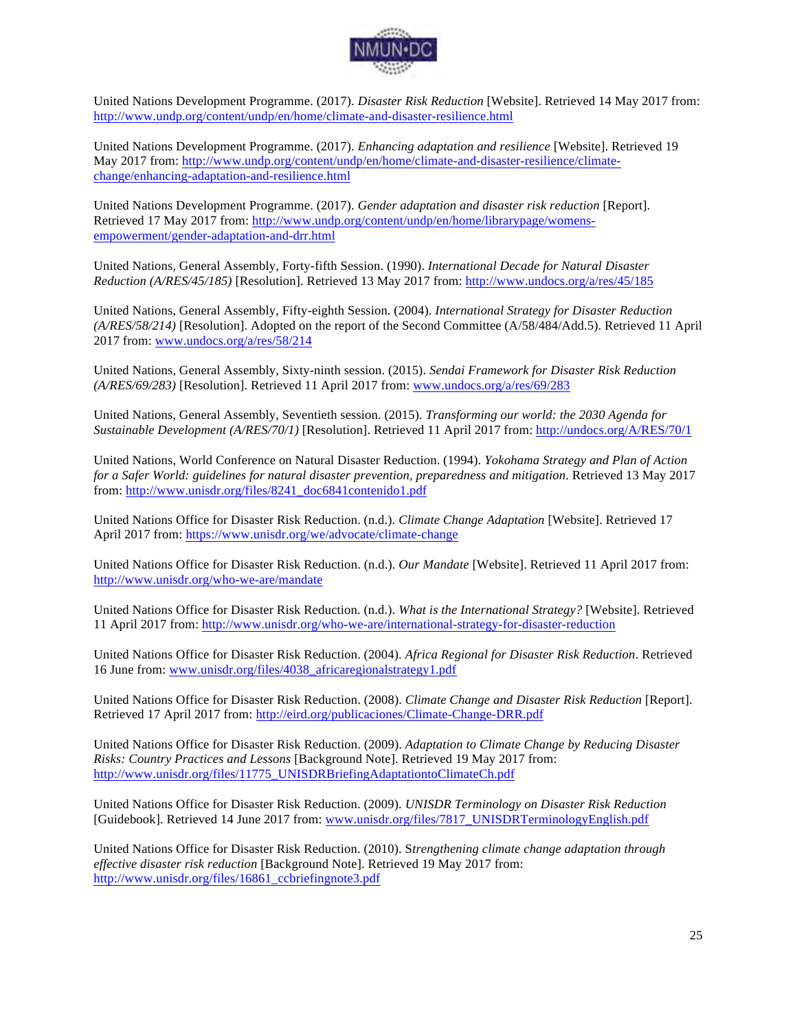United Nations Development Programme. (2017). *Disaster Risk Reduction* [Website]. Retrieved 14 May 2017 from: http://www.undp.org/content/undp/en/home/climate-and-disaster-resilience.html

United Nations Development Programme. (2017). *Enhancing adaptation and resilience* [Website]. Retrieved 19 May 2017 from: http://www.undp.org/content/undp/en/home/climate-and-disaster-resilience/climate-change/enhancing-adaptation-and-resilience.html

United Nations Development Programme. (2017). *Gender adaptation and disaster risk reduction* [Report]. Retrieved 17 May 2017 from: http://www.undp.org/content/undp/en/home/librarypage/womens-empowerment/gender-adaptation-and-drr.html

United Nations, General Assembly, Forty-fifth Session. (1990). *International Decade for Natural Disaster Reduction (A/RES/45/185)* [Resolution]. Retrieved 13 May 2017 from: http://www.undocs.org/a/res/45/185

United Nations, General Assembly, Fifty-eighth Session. (2004). *International Strategy for Disaster Reduction (A/RES/58/214)* [Resolution]. Adopted on the report of the Second Committee (A/58/484/Add.5). Retrieved 11 April 2017 from: www.undocs.org/a/res/58/214

United Nations, General Assembly, Sixty-ninth session. (2015). *Sendai Framework for Disaster Risk Reduction (A/RES/69/283)* [Resolution]. Retrieved 11 April 2017 from: www.undocs.org/a/res/69/283

United Nations, General Assembly, Seventieth session. (2015). *Transforming our world: the 2030 Agenda for Sustainable Development (A/RES/70/1)* [Resolution]. Retrieved 11 April 2017 from: http://undocs.org/A/RES/70/1

United Nations, World Conference on Natural Disaster Reduction. (1994). *Yokohama Strategy and Plan of Action for a Safer World: guidelines for natural disaster prevention, preparedness and mitigation*. Retrieved 13 May 2017 from: http://www.unisdr.org/files/8241_doc6841contenido1.pdf

United Nations Office for Disaster Risk Reduction. (n.d.). *Climate Change Adaptation* [Website]. Retrieved 17 April 2017 from: https://www.unisdr.org/we/advocate/climate-change

United Nations Office for Disaster Risk Reduction. (n.d.). *Our Mandate* [Website]. Retrieved 11 April 2017 from: http://www.unisdr.org/who-we-are/mandate

United Nations Office for Disaster Risk Reduction. (n.d.). *What is the International Strategy?* [Website]. Retrieved 11 April 2017 from: http://www.unisdr.org/who-we-are/international-strategy-for-disaster-reduction

United Nations Office for Disaster Risk Reduction. (2004). *Africa Regional for Disaster Risk Reduction*. Retrieved 16 June from: www.unisdr.org/files/4038_africaregionalstrategy1.pdf

United Nations Office for Disaster Risk Reduction. (2008). *Climate Change and Disaster Risk Reduction* [Report]. Retrieved 17 April 2017 from: http://eird.org/publicaciones/Climate-Change-DRR.pdf

United Nations Office for Disaster Risk Reduction. (2009). *Adaptation to Climate Change by Reducing Disaster Risks: Country Practices and Lessons* [Background Note]. Retrieved 19 May 2017 from: http://www.unisdr.org/files/11775_UNISDRBriefingAdaptationtoClimateCh.pdf

United Nations Office for Disaster Risk Reduction. (2009). *UNISDR Terminology on Disaster Risk Reduction* [Guidebook]. Retrieved 14 June 2017 from: www.unisdr.org/files/7817_UNISDRTerminologyEnglish.pdf

United Nations Office for Disaster Risk Reduction. (2010). S*trengthening climate change adaptation through effective disaster risk reduction* [Background Note]. Retrieved 19 May 2017 from: http://www.unisdr.org/files/16861_ccbriefingnote3.pdf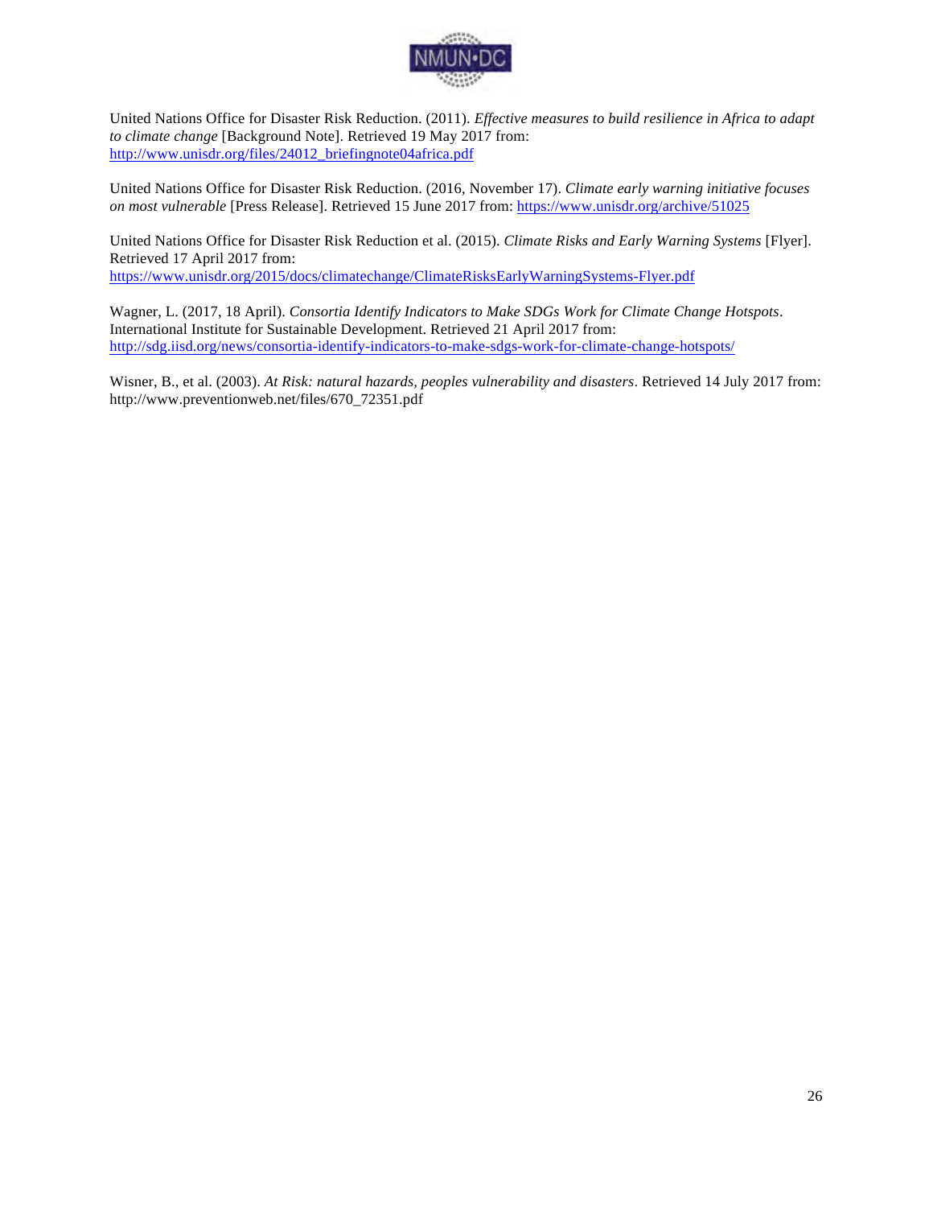United Nations Office for Disaster Risk Reduction. (2011). *Effective measures to build resilience in Africa to adapt to climate change* [Background Note]. Retrieved 19 May 2017 from: http://www.unisdr.org/files/24012_briefingnote04africa.pdf

United Nations Office for Disaster Risk Reduction. (2016, November 17). *Climate early warning initiative focuses on most vulnerable* [Press Release]. Retrieved 15 June 2017 from: https://www.unisdr.org/archive/51025

United Nations Office for Disaster Risk Reduction et al. (2015). *Climate Risks and Early Warning Systems* [Flyer]. Retrieved 17 April 2017 from: https://www.unisdr.org/2015/docs/climatechange/ClimateRisksEarlyWarningSystems-Flyer.pdf

Wagner, L. (2017, 18 April). *Consortia Identify Indicators to Make SDGs Work for Climate Change Hotspots*. International Institute for Sustainable Development. Retrieved 21 April 2017 from: http://sdg.iisd.org/news/consortia-identify-indicators-to-make-sdgs-work-for-climate-change-hotspots/

Wisner, B., et al. (2003). *At Risk: natural hazards, peoples vulnerability and disasters*. Retrieved 14 July 2017 from: http://www.preventionweb.net/files/670_72351.pdf